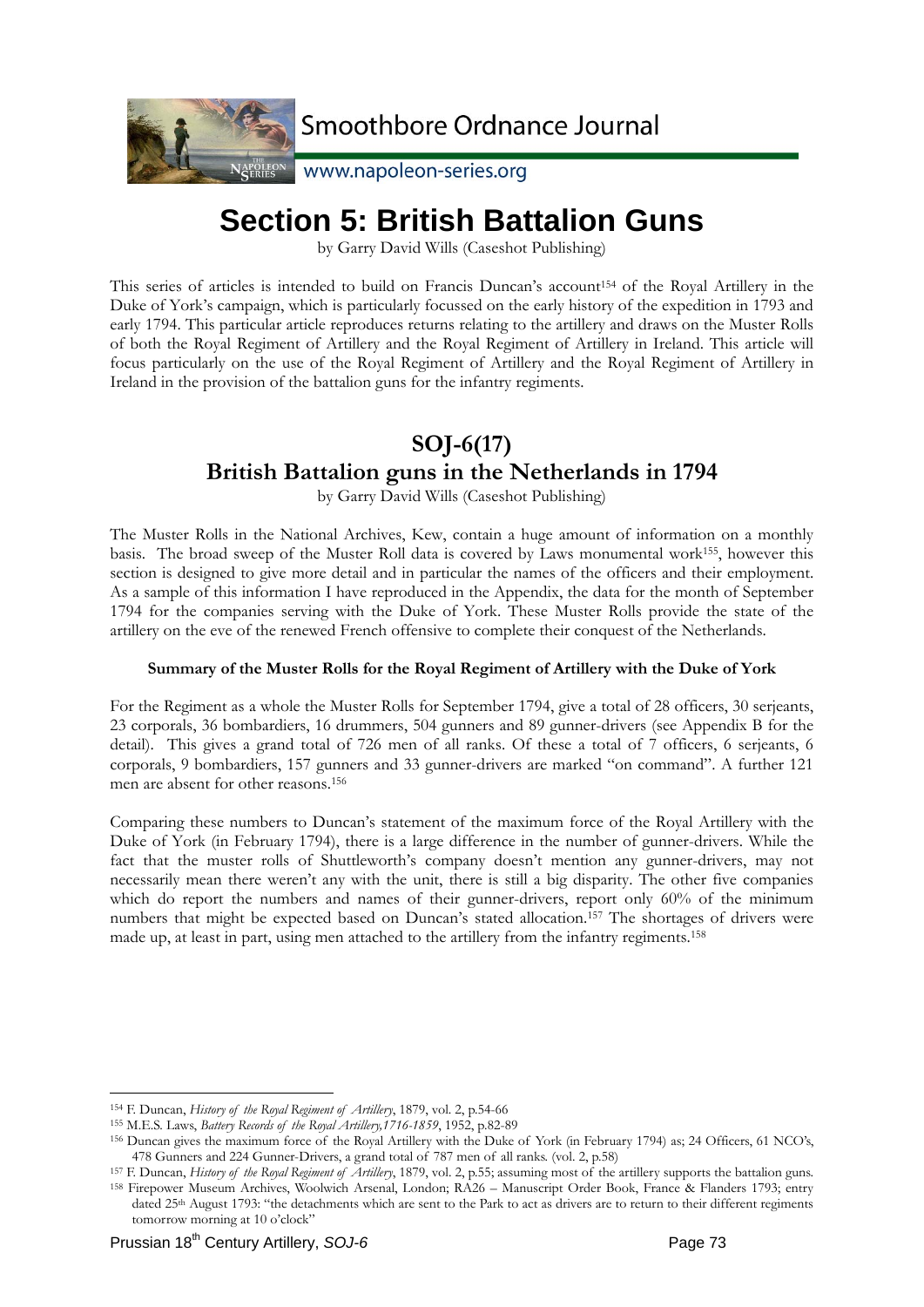# Section 5: British Battalion Guns

by Garry David Wills (Caseshot Publishing)

This series of articles is intended to build on Francis Duncan's account[154] of the Royal Artillery in the Duke of York's campaign, which is particularly focussed on the early history of the expedition in 1793 and early 1794. This particular article reproduces returns relating to the artillery and draws on the Muster Rolls of both the Royal Regiment of Artillery and the Royal Regiment of Artillery in Ireland. This article will focus particularly on the use of the Royal Regiment of Artillery and the Royal Regiment of Artillery in Ireland in the provision of the battalion guns for the infantry regiments.

## SOJ-6(17)
## British Battalion guns in the Netherlands in 1794

by Garry David Wills (Caseshot Publishing)

The Muster Rolls in the National Archives, Kew, contain a huge amount of information on a monthly basis. The broad sweep of the Muster Roll data is covered by Laws monumental work[155], however this section is designed to give more detail and in particular the names of the officers and their employment. As a sample of this information I have reproduced in the Appendix, the data for the month of September 1794 for the companies serving with the Duke of York. These Muster Rolls provide the state of the artillery on the eve of the renewed French offensive to complete their conquest of the Netherlands.

**Summary of the Muster Rolls for the Royal Regiment of Artillery with the Duke of York**

For the Regiment as a whole the Muster Rolls for September 1794, give a total of 28 officers, 30 serjeants, 23 corporals, 36 bombardiers, 16 drummers, 504 gunners and 89 gunner-drivers (see Appendix B for the detail). This gives a grand total of 726 men of all ranks. Of these a total of 7 officers, 6 serjeants, 6 corporals, 9 bombardiers, 157 gunners and 33 gunner-drivers are marked "on command". A further 121 men are absent for other reasons.[156]

Comparing these numbers to Duncan's statement of the maximum force of the Royal Artillery with the Duke of York (in February 1794), there is a large difference in the number of gunner-drivers. While the fact that the muster rolls of Shuttleworth's company doesn't mention any gunner-drivers, may not necessarily mean there weren't any with the unit, there is still a big disparity. The other five companies which do report the numbers and names of their gunner-drivers, report only 60% of the minimum numbers that might be expected based on Duncan's stated allocation.[157] The shortages of drivers were made up, at least in part, using men attached to the artillery from the infantry regiments.[158]

---

[154] F. Duncan, *History of the Royal Regiment of Artillery*, 1879, vol. 2, p.54-66

[155] M.E.S. Laws, *Battery Records of the Royal Artillery,1716-1859*, 1952, p.82-89

[156] Duncan gives the maximum force of the Royal Artillery with the Duke of York (in February 1794) as; 24 Officers, 61 NCO's, 478 Gunners and 224 Gunner-Drivers, a grand total of 787 men of all ranks. (vol. 2, p.58)

[157] F. Duncan, *History of the Royal Regiment of Artillery*, 1879, vol. 2, p.55; assuming most of the artillery supports the battalion guns.

[158] Firepower Museum Archives, Woolwich Arsenal, London; RA26 – Manuscript Order Book, France & Flanders 1793; entry dated 25th August 1793: "the detachments which are sent to the Park to act as drivers are to return to their different regiments tomorrow morning at 10 o'clock"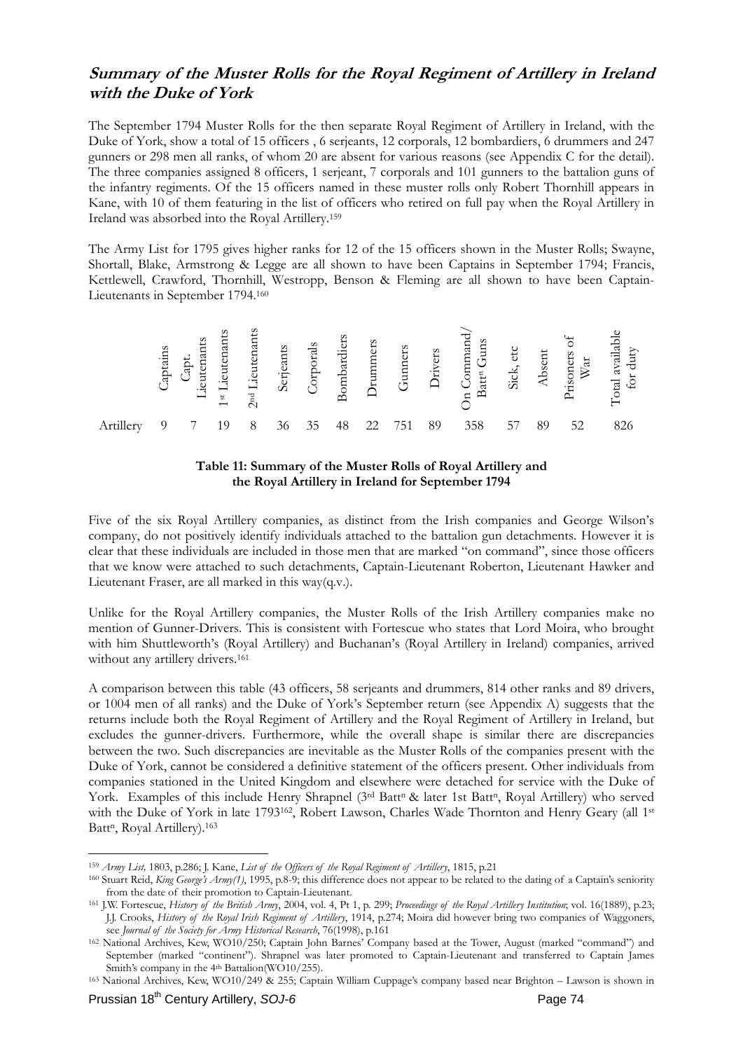## Summary of the Muster Rolls for the Royal Regiment of Artillery in Ireland with the Duke of York

The September 1794 Muster Rolls for the then separate Royal Regiment of Artillery in Ireland, with the Duke of York, show a total of 15 officers , 6 serjeants, 12 corporals, 12 bombardiers, 6 drummers and 247 gunners or 298 men all ranks, of whom 20 are absent for various reasons (see Appendix C for the detail). The three companies assigned 8 officers, 1 serjeant, 7 corporals and 101 gunners to the battalion guns of the infantry regiments. Of the 15 officers named in these muster rolls only Robert Thornhill appears in Kane, with 10 of them featuring in the list of officers who retired on full pay when the Royal Artillery in Ireland was absorbed into the Royal Artillery.[159]

The Army List for 1795 gives higher ranks for 12 of the 15 officers shown in the Muster Rolls; Swayne, Shortall, Blake, Armstrong & Legge are all shown to have been Captains in September 1794; Francis, Kettlewell, Crawford, Thornhill, Westropp, Benson & Fleming are all shown to have been Captain-Lieutenants in September 1794.[160]

| | Captains | Capt. Lieutenants | 1st Lieutenants | 2nd Lieutenants | Serjeants | Corporals | Bombardiers | Drummers | Gunners | Drivers | On Command/ Batt$^{n}$ Guns | Sick, etc | Absent | Prisoners of War | Total available for duty |
|---|---|---|---|---|---|---|---|---|---|---|---|---|---|---|---|
| Artillery | 9 | 7 | 19 | 8 | 36 | 35 | 48 | 22 | 751 | 89 | 358 | 57 | 89 | 52 | 826 |

**Table 11: Summary of the Muster Rolls of Royal Artillery and the Royal Artillery in Ireland for September 1794**

Five of the six Royal Artillery companies, as distinct from the Irish companies and George Wilson's company, do not positively identify individuals attached to the battalion gun detachments. However it is clear that these individuals are included in those men that are marked "on command", since those officers that we know were attached to such detachments, Captain-Lieutenant Roberton, Lieutenant Hawker and Lieutenant Fraser, are all marked in this way(q.v.).

Unlike for the Royal Artillery companies, the Muster Rolls of the Irish Artillery companies make no mention of Gunner-Drivers. This is consistent with Fortescue who states that Lord Moira, who brought with him Shuttleworth's (Royal Artillery) and Buchanan's (Royal Artillery in Ireland) companies, arrived without any artillery drivers.[161]

A comparison between this table (43 officers, 58 serjeants and drummers, 814 other ranks and 89 drivers, or 1004 men of all ranks) and the Duke of York's September return (see Appendix A) suggests that the returns include both the Royal Regiment of Artillery and the Royal Regiment of Artillery in Ireland, but excludes the gunner-drivers. Furthermore, while the overall shape is similar there are discrepancies between the two. Such discrepancies are inevitable as the Muster Rolls of the companies present with the Duke of York, cannot be considered a definitive statement of the officers present. Other individuals from companies stationed in the United Kingdom and elsewhere were detached for service with the Duke of York. Examples of this include Henry Shrapnel (3rd Batt$^{n}$ & later 1st Batt$^{n}$, Royal Artillery) who served with the Duke of York in late 1793[162], Robert Lawson, Charles Wade Thornton and Henry Geary (all 1st Batt$^{n}$, Royal Artillery).[163]

---

[159] *Army List,* 1803, p.286; J. Kane, *List of the Officers of the Royal Regiment of Artillery*, 1815, p.21

[160] Stuart Reid, *King George's Army(1)*, 1995, p.8-9; this difference does not appear to be related to the dating of a Captain's seniority from the date of their promotion to Captain-Lieutenant.

[161] J.W. Fortescue, *History of the British Army*, 2004, vol. 4, Pt 1, p. 299; *Proceedings of the Royal Artillery Institution*; vol. 16(1889), p.23; J.J. Crooks, *History of the Royal Irish Regiment of Artillery*, 1914, p.274; Moira did however bring two companies of Waggoners, see *Journal of the Society for Army Historical Research*, 76(1998), p.161

[162] National Archives, Kew, WO10/250; Captain John Barnes' Company based at the Tower, August (marked "command") and September (marked "continent"). Shrapnel was later promoted to Captain-Lieutenant and transferred to Captain James Smith's company in the 4th Battalion(WO10/255).

[163] National Archives, Kew, WO10/249 & 255; Captain William Cuppage's company based near Brighton – Lawson is shown in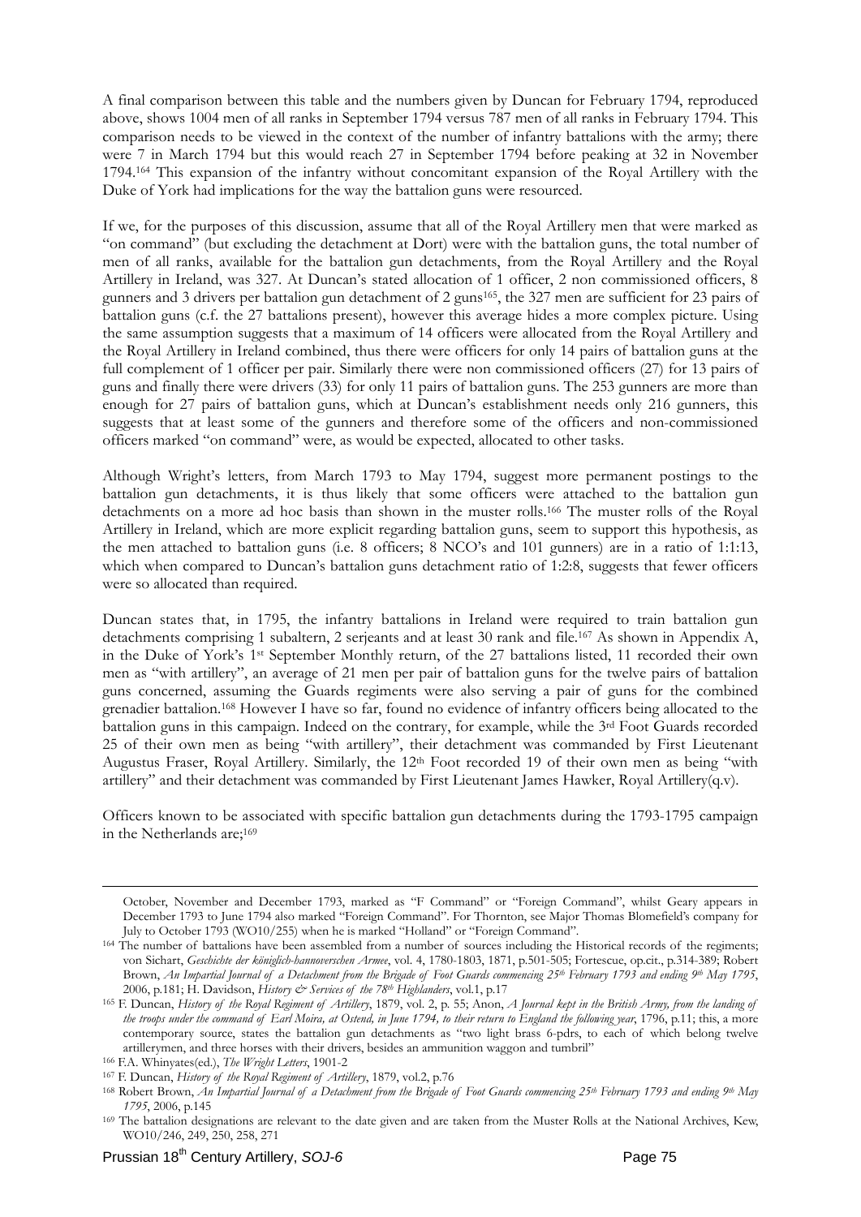A final comparison between this table and the numbers given by Duncan for February 1794, reproduced above, shows 1004 men of all ranks in September 1794 versus 787 men of all ranks in February 1794. This comparison needs to be viewed in the context of the number of infantry battalions with the army; there were 7 in March 1794 but this would reach 27 in September 1794 before peaking at 32 in November 1794.[164] This expansion of the infantry without concomitant expansion of the Royal Artillery with the Duke of York had implications for the way the battalion guns were resourced.

If we, for the purposes of this discussion, assume that all of the Royal Artillery men that were marked as "on command" (but excluding the detachment at Dort) were with the battalion guns, the total number of men of all ranks, available for the battalion gun detachments, from the Royal Artillery and the Royal Artillery in Ireland, was 327. At Duncan's stated allocation of 1 officer, 2 non commissioned officers, 8 gunners and 3 drivers per battalion gun detachment of 2 guns[165], the 327 men are sufficient for 23 pairs of battalion guns (c.f. the 27 battalions present), however this average hides a more complex picture. Using the same assumption suggests that a maximum of 14 officers were allocated from the Royal Artillery and the Royal Artillery in Ireland combined, thus there were officers for only 14 pairs of battalion guns at the full complement of 1 officer per pair. Similarly there were non commissioned officers (27) for 13 pairs of guns and finally there were drivers (33) for only 11 pairs of battalion guns. The 253 gunners are more than enough for 27 pairs of battalion guns, which at Duncan's establishment needs only 216 gunners, this suggests that at least some of the gunners and therefore some of the officers and non-commissioned officers marked "on command" were, as would be expected, allocated to other tasks.

Although Wright's letters, from March 1793 to May 1794, suggest more permanent postings to the battalion gun detachments, it is thus likely that some officers were attached to the battalion gun detachments on a more ad hoc basis than shown in the muster rolls.[166] The muster rolls of the Royal Artillery in Ireland, which are more explicit regarding battalion guns, seem to support this hypothesis, as the men attached to battalion guns (i.e. 8 officers; 8 NCO's and 101 gunners) are in a ratio of 1:1:13, which when compared to Duncan's battalion guns detachment ratio of 1:2:8, suggests that fewer officers were so allocated than required.

Duncan states that, in 1795, the infantry battalions in Ireland were required to train battalion gun detachments comprising 1 subaltern, 2 serjeants and at least 30 rank and file.[167] As shown in Appendix A, in the Duke of York's 1st September Monthly return, of the 27 battalions listed, 11 recorded their own men as "with artillery", an average of 21 men per pair of battalion guns for the twelve pairs of battalion guns concerned, assuming the Guards regiments were also serving a pair of guns for the combined grenadier battalion.[168] However I have so far, found no evidence of infantry officers being allocated to the battalion guns in this campaign. Indeed on the contrary, for example, while the 3rd Foot Guards recorded 25 of their own men as being "with artillery", their detachment was commanded by First Lieutenant Augustus Fraser, Royal Artillery. Similarly, the 12th Foot recorded 19 of their own men as being "with artillery" and their detachment was commanded by First Lieutenant James Hawker, Royal Artillery(q.v).

Officers known to be associated with specific battalion gun detachments during the 1793-1795 campaign in the Netherlands are;[169]

---

October, November and December 1793, marked as "F Command" or "Foreign Command", whilst Geary appears in December 1793 to June 1794 also marked "Foreign Command". For Thornton, see Major Thomas Blomefield's company for July to October 1793 (WO10/255) when he is marked "Holland" or "Foreign Command".

[164] The number of battalions have been assembled from a number of sources including the Historical records of the regiments; von Sichart, *Geschichte der königlich-hannoverschen Armee*, vol. 4, 1780-1803, 1871, p.501-505; Fortescue, op.cit., p.314-389; Robert Brown, *An Impartial Journal of a Detachment from the Brigade of Foot Guards commencing 25th February 1793 and ending 9th May 1795*, 2006, p.181; H. Davidson, *History & Services of the 78th Highlanders*, vol.1, p.17

[165] F. Duncan, *History of the Royal Regiment of Artillery*, 1879, vol. 2, p. 55; Anon, *A Journal kept in the British Army, from the landing of the troops under the command of Earl Moira, at Ostend, in June 1794, to their return to England the following year*, 1796, p.11; this, a more contemporary source, states the battalion gun detachments as "two light brass 6-pdrs, to each of which belong twelve artillerymen, and three horses with their drivers, besides an ammunition waggon and tumbril"

[166] F.A. Whinyates(ed.), *The Wright Letters*, 1901-2

[167] F. Duncan, *History of the Royal Regiment of Artillery*, 1879, vol.2, p.76

[168] Robert Brown, *An Impartial Journal of a Detachment from the Brigade of Foot Guards commencing 25th February 1793 and ending 9th May 1795*, 2006, p.145

[169] The battalion designations are relevant to the date given and are taken from the Muster Rolls at the National Archives, Kew, WO10/246, 249, 250, 258, 271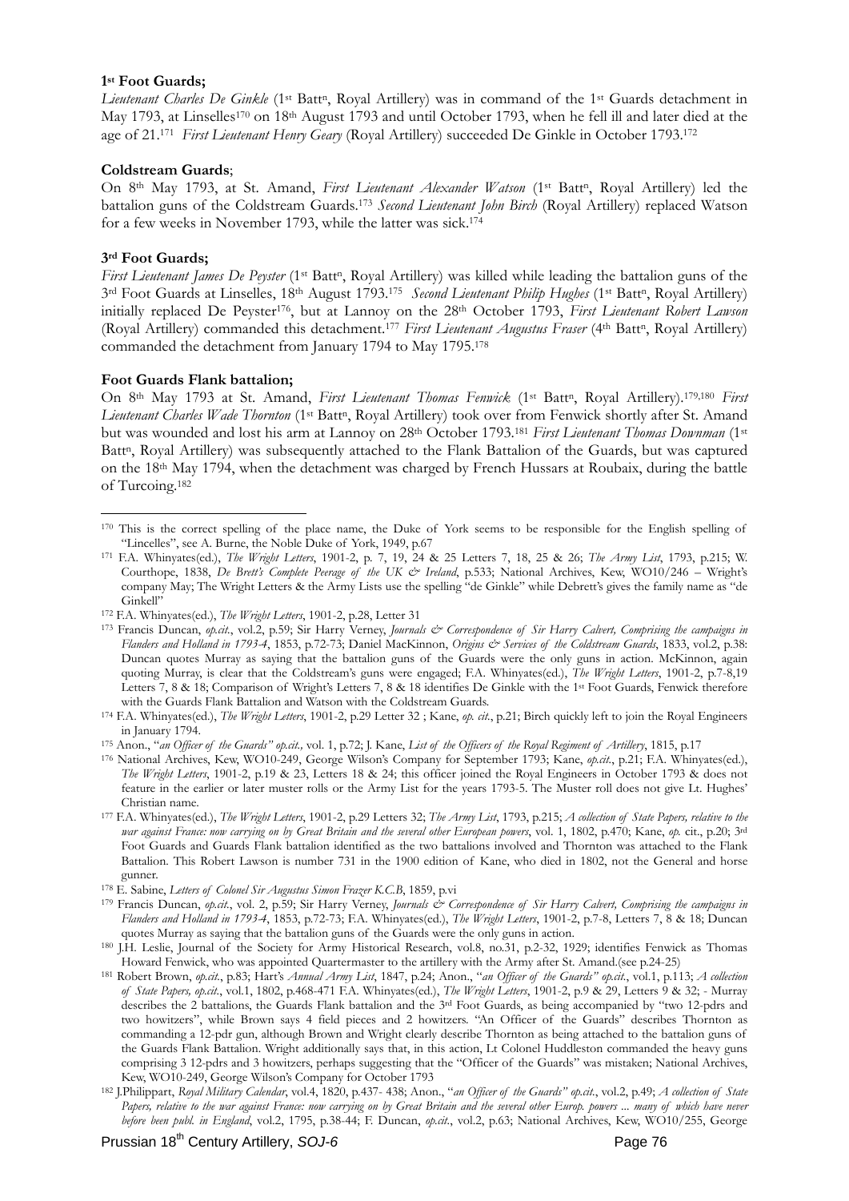**1st Foot Guards;**

*Lieutenant Charles De Ginkle* (1st Battn, Royal Artillery) was in command of the 1st Guards detachment in May 1793, at Linselles[170] on 18th August 1793 and until October 1793, when he fell ill and later died at the age of 21.[171] *First Lieutenant Henry Geary* (Royal Artillery) succeeded De Ginkle in October 1793.[172]

**Coldstream Guards**;

On 8th May 1793, at St. Amand, *First Lieutenant Alexander Watson* (1st Battn, Royal Artillery) led the battalion guns of the Coldstream Guards.[173] *Second Lieutenant John Birch* (Royal Artillery) replaced Watson for a few weeks in November 1793, while the latter was sick.[174]

**3rd Foot Guards;**

*First Lieutenant James De Peyster* (1st Battn, Royal Artillery) was killed while leading the battalion guns of the 3rd Foot Guards at Linselles, 18th August 1793.[175] *Second Lieutenant Philip Hughes* (1st Battn, Royal Artillery) initially replaced De Peyster[176], but at Lannoy on the 28th October 1793, *First Lieutenant Robert Lawson* (Royal Artillery) commanded this detachment.[177] *First Lieutenant Augustus Fraser* (4th Battn, Royal Artillery) commanded the detachment from January 1794 to May 1795.[178]

**Foot Guards Flank battalion;**

On 8th May 1793 at St. Amand, *First Lieutenant Thomas Fenwick* (1st Battn, Royal Artillery).[179,180] *First Lieutenant Charles Wade Thornton* (1st Battn, Royal Artillery) took over from Fenwick shortly after St. Amand but was wounded and lost his arm at Lannoy on 28th October 1793.[181] *First Lieutenant Thomas Downman* (1st Battn, Royal Artillery) was subsequently attached to the Flank Battalion of the Guards, but was captured on the 18th May 1794, when the detachment was charged by French Hussars at Roubaix, during the battle of Turcoing.[182]

---

[170] This is the correct spelling of the place name, the Duke of York seems to be responsible for the English spelling of "Lincelles", see A. Burne, the Noble Duke of York, 1949, p.67

[171] F.A. Whinyates(ed.), *The Wright Letters*, 1901-2, p. 7, 19, 24 & 25 Letters 7, 18, 25 & 26; *The Army List*, 1793, p.215; W. Courthope, 1838, *De Brett's Complete Peerage of the UK & Ireland*, p.533; National Archives, Kew, WO10/246 – Wright's company May; The Wright Letters & the Army Lists use the spelling "de Ginkle" while Debrett's gives the family name as "de Ginkell"

[172] F.A. Whinyates(ed.), *The Wright Letters*, 1901-2, p.28, Letter 31

[173] Francis Duncan, *op.cit.*, vol.2, p.59; Sir Harry Verney, *Journals & Correspondence of Sir Harry Calvert, Comprising the campaigns in Flanders and Holland in 1793-4*, 1853, p.72-73; Daniel MacKinnon, *Origins & Services of the Coldstream Guards*, 1833, vol.2, p.38: Duncan quotes Murray as saying that the battalion guns of the Guards were the only guns in action. McKinnon, again quoting Murray, is clear that the Coldstream's guns were engaged; F.A. Whinyates(ed.), *The Wright Letters*, 1901-2, p.7-8,19 Letters 7, 8 & 18; Comparison of Wright's Letters 7, 8 & 18 identifies De Ginkle with the 1st Foot Guards, Fenwick therefore with the Guards Flank Battalion and Watson with the Coldstream Guards.

[174] F.A. Whinyates(ed.), *The Wright Letters*, 1901-2, p.29 Letter 32 ; Kane, *op. cit.*, p.21; Birch quickly left to join the Royal Engineers in January 1794.

[175] Anon., "*an Officer of the Guards" op.cit.*, vol. 1, p.72; J. Kane, *List of the Officers of the Royal Regiment of Artillery*, 1815, p.17

[176] National Archives, Kew, WO10-249, George Wilson's Company for September 1793; Kane, *op.cit.*, p.21; F.A. Whinyates(ed.), *The Wright Letters*, 1901-2, p.19 & 23, Letters 18 & 24; this officer joined the Royal Engineers in October 1793 & does not feature in the earlier or later muster rolls or the Army List for the years 1793-5. The Muster roll does not give Lt. Hughes' Christian name.

[177] F.A. Whinyates(ed.), *The Wright Letters*, 1901-2, p.29 Letters 32; *The Army List*, 1793, p.215; *A collection of State Papers, relative to the war against France: now carrying on by Great Britain and the several other European powers*, vol. 1, 1802, p.470; Kane, *op.* cit., p.20; 3rd Foot Guards and Guards Flank battalion identified as the two battalions involved and Thornton was attached to the Flank Battalion. This Robert Lawson is number 731 in the 1900 edition of Kane, who died in 1802, not the General and horse gunner.

[178] E. Sabine, *Letters of Colonel Sir Augustus Simon Frazer K.C.B*, 1859, p.vi

[179] Francis Duncan, *op.cit.*, vol. 2, p.59; Sir Harry Verney, *Journals & Correspondence of Sir Harry Calvert, Comprising the campaigns in Flanders and Holland in 1793-4*, 1853, p.72-73; F.A. Whinyates(ed.), *The Wright Letters*, 1901-2, p.7-8, Letters 7, 8 & 18; Duncan quotes Murray as saying that the battalion guns of the Guards were the only guns in action.

[180] J.H. Leslie, Journal of the Society for Army Historical Research, vol.8, no.31, p.2-32, 1929; identifies Fenwick as Thomas Howard Fenwick, who was appointed Quartermaster to the artillery with the Army after St. Amand.(see p.24-25)

[181] Robert Brown, *op.cit.*, p.83; Hart's *Annual Army List*, 1847, p.24; Anon., "*an Officer of the Guards" op.cit.*, vol.1, p.113; *A collection of State Papers, op.cit.*, vol.1, 1802, p.468-471 F.A. Whinyates(ed.), *The Wright Letters*, 1901-2, p.9 & 29, Letters 9 & 32; - Murray describes the 2 battalions, the Guards Flank battalion and the 3rd Foot Guards, as being accompanied by "two 12-pdrs and two howitzers", while Brown says 4 field pieces and 2 howitzers. "An Officer of the Guards" describes Thornton as commanding a 12-pdr gun, although Brown and Wright clearly describe Thornton as being attached to the battalion guns of the Guards Flank Battalion. Wright additionally says that, in this action, Lt Colonel Huddleston commanded the heavy guns comprising 3 12-pdrs and 3 howitzers, perhaps suggesting that the "Officer of the Guards" was mistaken; National Archives, Kew, WO10-249, George Wilson's Company for October 1793

[182] J.Philippart, *Royal Military Calendar*, vol.4, 1820, p.437- 438; Anon., "*an Officer of the Guards" op.cit.*, vol.2, p.49; *A collection of State Papers, relative to the war against France: now carrying on by Great Britain and the several other Europ. powers ... many of which have never before been publ. in England*, vol.2, 1795, p.38-44; F. Duncan, *op.cit.*, vol.2, p.63; National Archives, Kew, WO10/255, George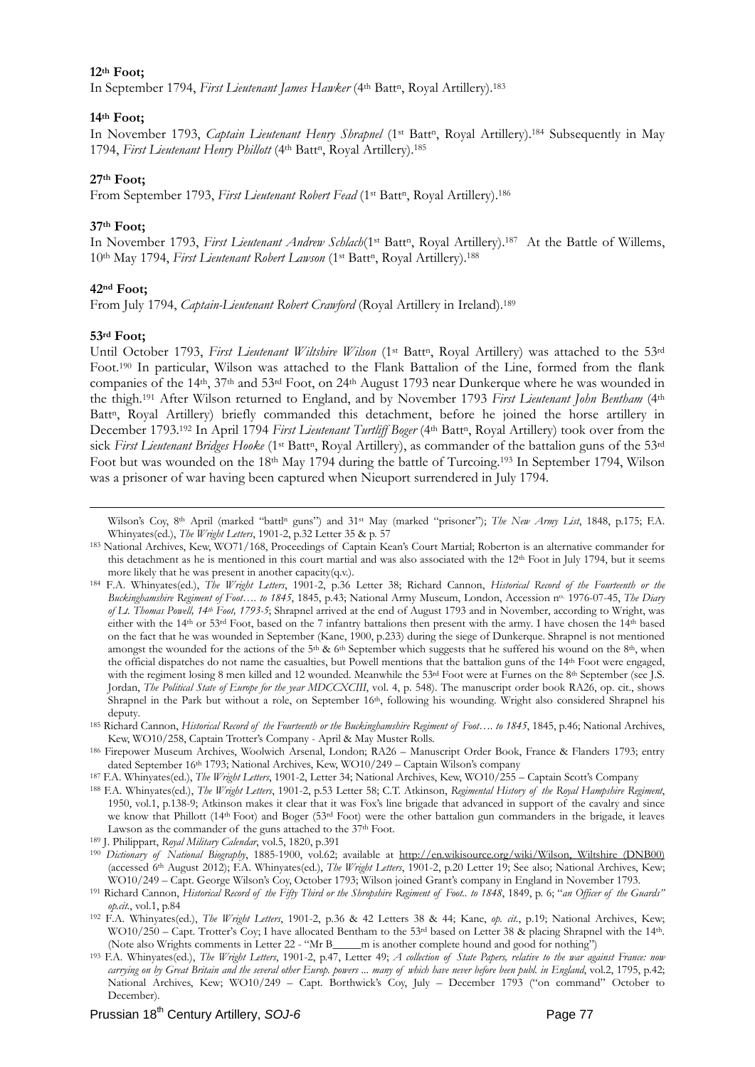**12th Foot;**

In September 1794, *First Lieutenant James Hawker* (4th Battn, Royal Artillery).[183]

**14th Foot;**

In November 1793, *Captain Lieutenant Henry Shrapnel* (1st Battn, Royal Artillery).[184] Subsequently in May 1794, *First Lieutenant Henry Phillott* (4th Battn, Royal Artillery).[185]

**27th Foot;**

From September 1793, *First Lieutenant Robert Fead* (1st Battn, Royal Artillery).[186]

**37th Foot;**

In November 1793, *First Lieutenant Andrew Schlach*(1st Battn, Royal Artillery).[187] At the Battle of Willems, 10th May 1794, *First Lieutenant Robert Lawson* (1st Battn, Royal Artillery).[188]

**42nd Foot;**

From July 1794, *Captain-Lieutenant Robert Crawford* (Royal Artillery in Ireland).[189]

**53rd Foot;**

Until October 1793, *First Lieutenant Wiltshire Wilson* (1st Battn, Royal Artillery) was attached to the 53rd Foot.[190] In particular, Wilson was attached to the Flank Battalion of the Line, formed from the flank companies of the 14th, 37th and 53rd Foot, on 24th August 1793 near Dunkerque where he was wounded in the thigh.[191] After Wilson returned to England, and by November 1793 *First Lieutenant John Bentham* (4th Battn, Royal Artillery) briefly commanded this detachment, before he joined the horse artillery in December 1793.[192] In April 1794 *First Lieutenant Turtliff Boger* (4th Battn, Royal Artillery) took over from the sick *First Lieutenant Bridges Hooke* (1st Battn, Royal Artillery), as commander of the battalion guns of the 53rd Foot but was wounded on the 18th May 1794 during the battle of Turcoing.[193] In September 1794, Wilson was a prisoner of war having been captured when Nieuport surrendered in July 1794.

---

Wilson's Coy, 8th April (marked "battln guns") and 31st May (marked "prisoner"); *The New Army List*, 1848, p.175; F.A. Whinyates(ed.), *The Wright Letters*, 1901-2, p.32 Letter 35 & p. 57

183 National Archives, Kew, WO71/168, Proceedings of Captain Kean's Court Martial; Roberton is an alternative commander for this detachment as he is mentioned in this court martial and was also associated with the 12th Foot in July 1794, but it seems more likely that he was present in another capacity(q.v.).

184 F.A. Whinyates(ed.), *The Wright Letters*, 1901-2, p.36 Letter 38; Richard Cannon, *Historical Record of the Fourteenth or the Buckinghamshire Regiment of Foot…. to 1845*, 1845, p.43; National Army Museum, London, Accession no. 1976-07-45, *The Diary of Lt. Thomas Powell, 14th Foot, 1793-5*; Shrapnel arrived at the end of August 1793 and in November, according to Wright, was either with the 14th or 53rd Foot, based on the 7 infantry battalions then present with the army. I have chosen the 14th based on the fact that he was wounded in September (Kane, 1900, p.233) during the siege of Dunkerque. Shrapnel is not mentioned amongst the wounded for the actions of the 5th & 6th September which suggests that he suffered his wound on the 8th, when the official dispatches do not name the casualties, but Powell mentions that the battalion guns of the 14th Foot were engaged, with the regiment losing 8 men killed and 12 wounded. Meanwhile the 53rd Foot were at Furnes on the 8th September (see J.S. Jordan, *The Political State of Europe for the year MDCCXCIII*, vol. 4, p. 548). The manuscript order book RA26, op. cit., shows Shrapnel in the Park but without a role, on September 16th, following his wounding. Wright also considered Shrapnel his deputy.

185 Richard Cannon, *Historical Record of the Fourteenth or the Buckinghamshire Regiment of Foot…. to 1845*, 1845, p.46; National Archives, Kew, WO10/258, Captain Trotter's Company - April & May Muster Rolls.

186 Firepower Museum Archives, Woolwich Arsenal, London; RA26 – Manuscript Order Book, France & Flanders 1793; entry dated September 16th 1793; National Archives, Kew, WO10/249 – Captain Wilson's company

187 F.A. Whinyates(ed.), *The Wright Letters*, 1901-2, Letter 34; National Archives, Kew, WO10/255 – Captain Scott's Company

188 F.A. Whinyates(ed.), *The Wright Letters*, 1901-2, p.53 Letter 58; C.T. Atkinson, *Regimental History of the Royal Hampshire Regiment*, 1950, vol.1, p.138-9; Atkinson makes it clear that it was Fox's line brigade that advanced in support of the cavalry and since we know that Phillott (14th Foot) and Boger (53rd Foot) were the other battalion gun commanders in the brigade, it leaves Lawson as the commander of the guns attached to the 37th Foot.

189 J. Philippart, *Royal Military Calendar*, vol.5, 1820, p.391

190 *Dictionary of National Biography*, 1885-1900, vol.62; available at http://en.wikisource.org/wiki/Wilson,_Wiltshire_(DNB00) (accessed 6th August 2012); F.A. Whinyates(ed.), *The Wright Letters*, 1901-2, p.20 Letter 19; See also; National Archives, Kew; WO10/249 – Capt. George Wilson's Coy, October 1793; Wilson joined Grant's company in England in November 1793.

191 Richard Cannon, *Historical Record of the Fifty Third or the Shropshire Regiment of Foot.. to 1848*, 1849, p. 6; "*an Officer of the Guards" op.cit.*, vol.1, p.84

192 F.A. Whinyates(ed.), *The Wright Letters*, 1901-2, p.36 & 42 Letters 38 & 44; Kane, *op. cit.*, p.19; National Archives, Kew; WO10/250 – Capt. Trotter's Coy; I have allocated Bentham to the 53rd based on Letter 38 & placing Shrapnel with the 14th. (Note also Wrights comments in Letter 22 - "Mr B_____m is another complete hound and good for nothing")

193 F.A. Whinyates(ed.), *The Wright Letters*, 1901-2, p.47, Letter 49; *A collection of State Papers, relative to the war against France: now carrying on by Great Britain and the several other Europ. powers ... many of which have never before been publ. in England*, vol.2, 1795, p.42; National Archives, Kew; WO10/249 – Capt. Borthwick's Coy, July – December 1793 ("on command" October to December).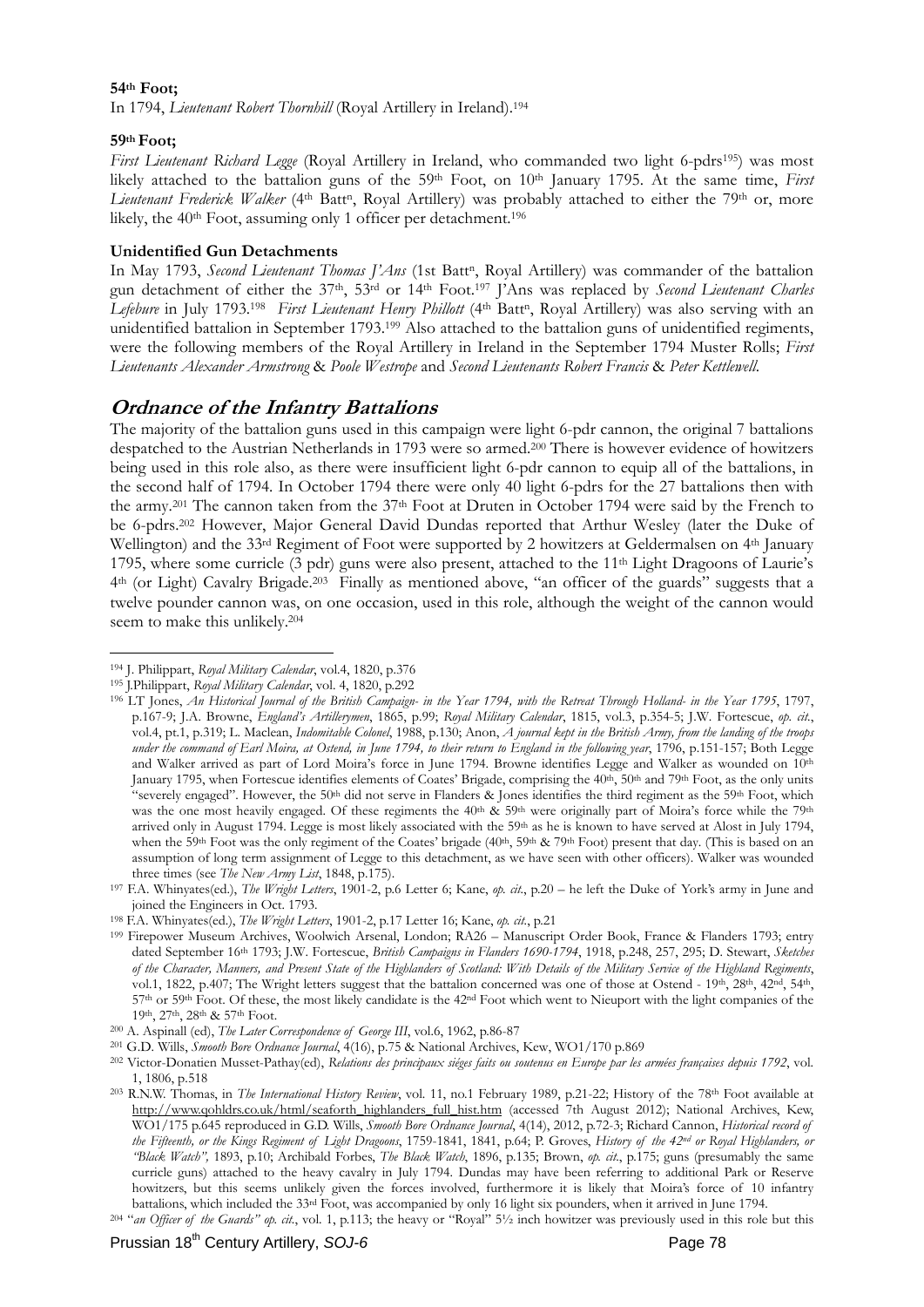**54th Foot;**

In 1794, *Lieutenant Robert Thornhill* (Royal Artillery in Ireland).[194]

**59th Foot;**

*First Lieutenant Richard Legge* (Royal Artillery in Ireland, who commanded two light 6-pdrs[195]) was most likely attached to the battalion guns of the 59th Foot, on 10th January 1795. At the same time, *First Lieutenant Frederick Walker* (4th Battn, Royal Artillery) was probably attached to either the 79th or, more likely, the 40th Foot, assuming only 1 officer per detachment.[196]

**Unidentified Gun Detachments**

In May 1793, *Second Lieutenant Thomas J'Ans* (1st Battn, Royal Artillery) was commander of the battalion gun detachment of either the 37th, 53rd or 14th Foot.[197] J'Ans was replaced by *Second Lieutenant Charles Lefebure* in July 1793.[198] *First Lieutenant Henry Phillott* (4th Battn, Royal Artillery) was also serving with an unidentified battalion in September 1793.[199] Also attached to the battalion guns of unidentified regiments, were the following members of the Royal Artillery in Ireland in the September 1794 Muster Rolls; *First Lieutenants Alexander Armstrong* & *Poole Westrope* and *Second Lieutenants Robert Francis* & *Peter Kettlewell*.

## Ordnance of the Infantry Battalions

The majority of the battalion guns used in this campaign were light 6-pdr cannon, the original 7 battalions despatched to the Austrian Netherlands in 1793 were so armed.[200] There is however evidence of howitzers being used in this role also, as there were insufficient light 6-pdr cannon to equip all of the battalions, in the second half of 1794. In October 1794 there were only 40 light 6-pdrs for the 27 battalions then with the army.[201] The cannon taken from the 37th Foot at Druten in October 1794 were said by the French to be 6-pdrs.[202] However, Major General David Dundas reported that Arthur Wesley (later the Duke of Wellington) and the 33rd Regiment of Foot were supported by 2 howitzers at Geldermalsen on 4th January 1795, where some curricle (3 pdr) guns were also present, attached to the 11th Light Dragoons of Laurie's 4th (or Light) Cavalry Brigade.[203] Finally as mentioned above, "an officer of the guards" suggests that a twelve pounder cannon was, on one occasion, used in this role, although the weight of the cannon would seem to make this unlikely.[204]

---

194 J. Philippart, *Royal Military Calendar*, vol.4, 1820, p.376

195 J.Philippart, *Royal Military Calendar*, vol. 4, 1820, p.292

196 LT Jones, *An Historical Journal of the British Campaign- in the Year 1794, with the Retreat Through Holland- in the Year 1795*, 1797, p.167-9; J.A. Browne, *England's Artillerymen*, 1865, p.99; *Royal Military Calendar*, 1815, vol.3, p.354-5; J.W. Fortescue, *op. cit.*, vol.4, pt.1, p.319; L. Maclean, *Indomitable Colonel*, 1988, p.130; Anon, *A journal kept in the British Army, from the landing of the troops under the command of Earl Moira, at Ostend, in June 1794, to their return to England in the following year*, 1796, p.151-157; Both Legge and Walker arrived as part of Lord Moira's force in June 1794. Browne identifies Legge and Walker as wounded on 10th January 1795, when Fortescue identifies elements of Coates' Brigade, comprising the 40th, 50th and 79th Foot, as the only units "severely engaged". However, the 50th did not serve in Flanders & Jones identifies the third regiment as the 59th Foot, which was the one most heavily engaged. Of these regiments the 40th & 59th were originally part of Moira's force while the 79th arrived only in August 1794. Legge is most likely associated with the 59th as he is known to have served at Alost in July 1794, when the 59th Foot was the only regiment of the Coates' brigade (40th, 59th & 79th Foot) present that day. (This is based on an assumption of long term assignment of Legge to this detachment, as we have seen with other officers). Walker was wounded three times (see *The New Army List*, 1848, p.175).

197 F.A. Whinyates(ed.), *The Wright Letters*, 1901-2, p.6 Letter 6; Kane, *op. cit.*, p.20 – he left the Duke of York's army in June and joined the Engineers in Oct. 1793.

198 F.A. Whinyates(ed.), *The Wright Letters*, 1901-2, p.17 Letter 16; Kane, *op. cit.*, p.21

199 Firepower Museum Archives, Woolwich Arsenal, London; RA26 – Manuscript Order Book, France & Flanders 1793; entry dated September 16th 1793; J.W. Fortescue, *British Campaigns in Flanders 1690-1794*, 1918, p.248, 257, 295; D. Stewart, *Sketches of the Character, Manners, and Present State of the Highlanders of Scotland: With Details of the Military Service of the Highland Regiments*, vol.1, 1822, p.407; The Wright letters suggest that the battalion concerned was one of those at Ostend - 19th, 28th, 42nd, 54th, 57th or 59th Foot. Of these, the most likely candidate is the 42nd Foot which went to Nieuport with the light companies of the 19th, 27th, 28th & 57th Foot.

200 A. Aspinall (ed), *The Later Correspondence of George III*, vol.6, 1962, p.86-87

201 G.D. Wills, *Smooth Bore Ordnance Journal*, 4(16), p.75 & National Archives, Kew, WO1/170 p.869

202 Victor-Donatien Musset-Pathay(ed), *Relations des principaux siéges faits ou soutenus en Europe par les armées françaises depuis 1792*, vol. 1, 1806, p.518

203 R.N.W. Thomas, in *The International History Review*, vol. 11, no.1 February 1989, p.21-22; History of the 78th Foot available at http://www.qohldrs.co.uk/html/seaforth_highlanders_full_hist.htm (accessed 7th August 2012); National Archives, Kew, WO1/175 p.645 reproduced in G.D. Wills, *Smooth Bore Ordnance Journal*, 4(14), 2012, p.72-3; Richard Cannon, *Historical record of the Fifteenth, or the Kings Regiment of Light Dragoons*, 1759-1841, 1841, p.64; P. Groves, *History of the 42nd or Royal Highlanders, or "Black Watch"*, 1893, p.10; Archibald Forbes, *The Black Watch*, 1896, p.135; Brown, *op. cit.*, p.175; guns (presumably the same curricle guns) attached to the heavy cavalry in July 1794. Dundas may have been referring to additional Park or Reserve howitzers, but this seems unlikely given the forces involved, furthermore it is likely that Moira's force of 10 infantry battalions, which included the 33rd Foot, was accompanied by only 16 light six pounders, when it arrived in June 1794.

204 "*an Officer of the Guards" op. cit.*, vol. 1, p.113; the heavy or "Royal" 5½ inch howitzer was previously used in this role but this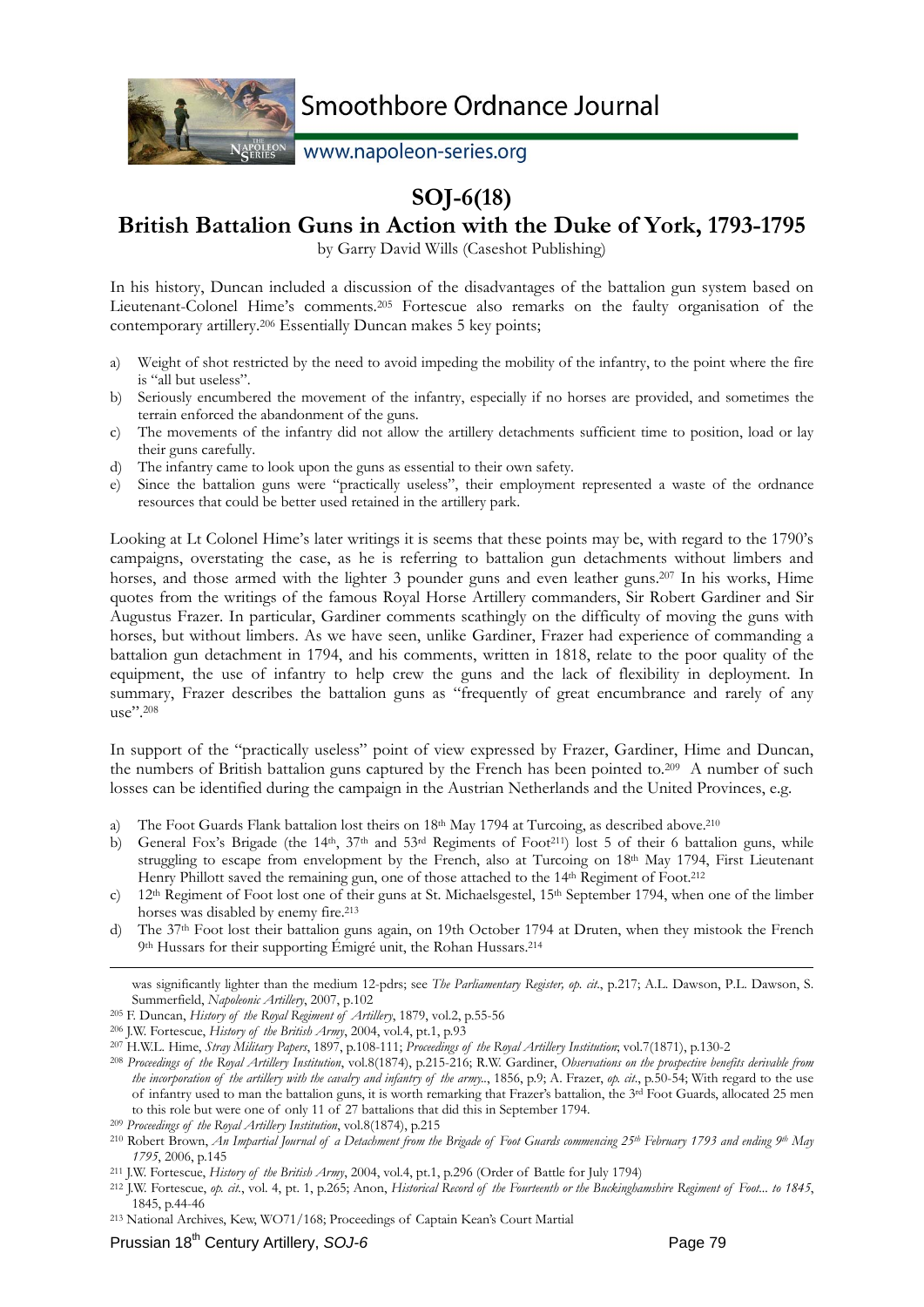# SOJ-6(18)

## British Battalion Guns in Action with the Duke of York, 1793-1795

by Garry David Wills (Caseshot Publishing)

In his history, Duncan included a discussion of the disadvantages of the battalion gun system based on Lieutenant-Colonel Hime's comments.[205] Fortescue also remarks on the faulty organisation of the contemporary artillery.[206] Essentially Duncan makes 5 key points;

a) Weight of shot restricted by the need to avoid impeding the mobility of the infantry, to the point where the fire is "all but useless".
b) Seriously encumbered the movement of the infantry, especially if no horses are provided, and sometimes the terrain enforced the abandonment of the guns.
c) The movements of the infantry did not allow the artillery detachments sufficient time to position, load or lay their guns carefully.
d) The infantry came to look upon the guns as essential to their own safety.
e) Since the battalion guns were "practically useless", their employment represented a waste of the ordnance resources that could be better used retained in the artillery park.

Looking at Lt Colonel Hime's later writings it is seems that these points may be, with regard to the 1790's campaigns, overstating the case, as he is referring to battalion gun detachments without limbers and horses, and those armed with the lighter 3 pounder guns and even leather guns.[207] In his works, Hime quotes from the writings of the famous Royal Horse Artillery commanders, Sir Robert Gardiner and Sir Augustus Frazer. In particular, Gardiner comments scathingly on the difficulty of moving the guns with horses, but without limbers. As we have seen, unlike Gardiner, Frazer had experience of commanding a battalion gun detachment in 1794, and his comments, written in 1818, relate to the poor quality of the equipment, the use of infantry to help crew the guns and the lack of flexibility in deployment. In summary, Frazer describes the battalion guns as "frequently of great encumbrance and rarely of any use".[208]

In support of the "practically useless" point of view expressed by Frazer, Gardiner, Hime and Duncan, the numbers of British battalion guns captured by the French has been pointed to.[209] A number of such losses can be identified during the campaign in the Austrian Netherlands and the United Provinces, e.g.

a) The Foot Guards Flank battalion lost theirs on 18th May 1794 at Turcoing, as described above.[210]
b) General Fox's Brigade (the 14th, 37th and 53rd Regiments of Foot[211]) lost 5 of their 6 battalion guns, while struggling to escape from envelopment by the French, also at Turcoing on 18th May 1794, First Lieutenant Henry Phillott saved the remaining gun, one of those attached to the 14th Regiment of Foot.[212]
c) 12th Regiment of Foot lost one of their guns at St. Michaelsgestel, 15th September 1794, when one of the limber horses was disabled by enemy fire.[213]
d) The 37th Foot lost their battalion guns again, on 19th October 1794 at Druten, when they mistook the French 9th Hussars for their supporting Émigré unit, the Rohan Hussars.[214]

---

was significantly lighter than the medium 12-pdrs; see *The Parliamentary Register, op. cit.*, p.217; A.L. Dawson, P.L. Dawson, S. Summerfield, *Napoleonic Artillery*, 2007, p.102

[205] F. Duncan, *History of the Royal Regiment of Artillery*, 1879, vol.2, p.55-56

[206] J.W. Fortescue, *History of the British Army*, 2004, vol.4, pt.1, p.93

[207] H.W.L. Hime, *Stray Military Papers*, 1897, p.108-111; *Proceedings of the Royal Artillery Institution*, vol.7(1871), p.130-2

[208] *Proceedings of the Royal Artillery Institution*, vol.8(1874), p.215-216; R.W. Gardiner, *Observations on the prospective benefits derivable from the incorporation of the artillery with the cavalry and infantry of the army..*, 1856, p.9; A. Frazer, *op. cit.*, p.50-54; With regard to the use of infantry used to man the battalion guns, it is worth remarking that Frazer's battalion, the 3rd Foot Guards, allocated 25 men to this role but were one of only 11 of 27 battalions that did this in September 1794.

[209] *Proceedings of the Royal Artillery Institution*, vol.8(1874), p.215

[210] Robert Brown, *An Impartial Journal of a Detachment from the Brigade of Foot Guards commencing 25th February 1793 and ending 9th May 1795*, 2006, p.145

[211] J.W. Fortescue, *History of the British Army*, 2004, vol.4, pt.1, p.296 (Order of Battle for July 1794)

[212] J.W. Fortescue, *op. cit.*, vol. 4, pt. 1, p.265; Anon, *Historical Record of the Fourteenth or the Buckinghamshire Regiment of Foot... to 1845*, 1845, p.44-46

[213] National Archives, Kew, WO71/168; Proceedings of Captain Kean's Court Martial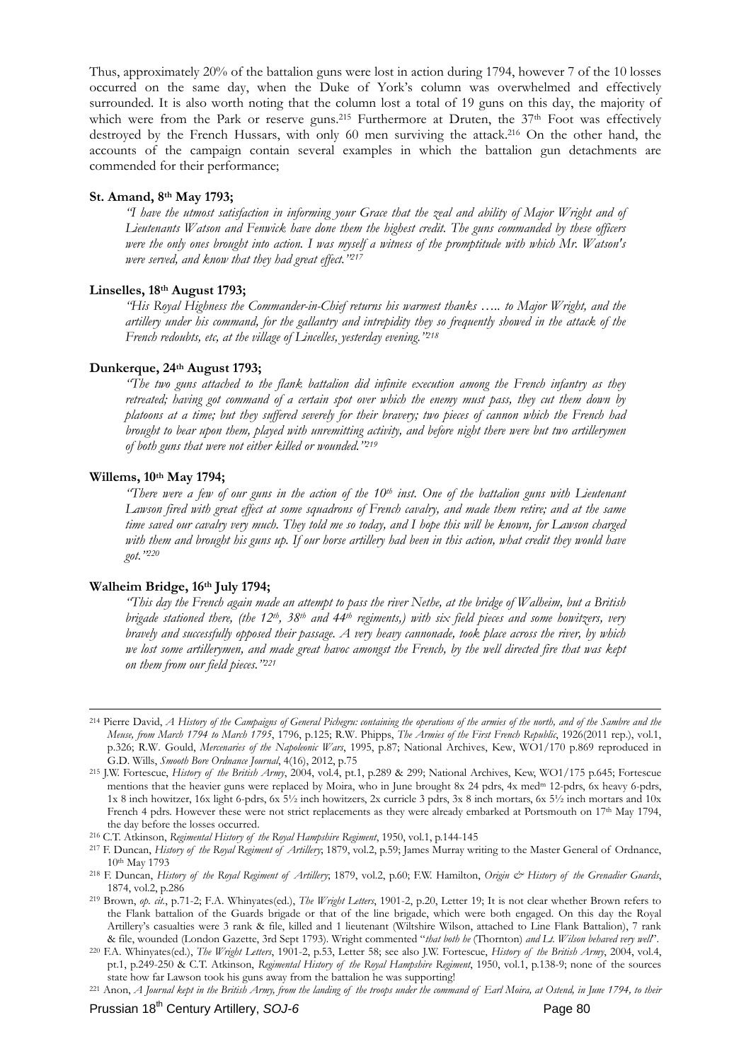Thus, approximately 20% of the battalion guns were lost in action during 1794, however 7 of the 10 losses occurred on the same day, when the Duke of York's column was overwhelmed and effectively surrounded. It is also worth noting that the column lost a total of 19 guns on this day, the majority of which were from the Park or reserve guns.[215] Furthermore at Druten, the 37th Foot was effectively destroyed by the French Hussars, with only 60 men surviving the attack.[216] On the other hand, the accounts of the campaign contain several examples in which the battalion gun detachments are commended for their performance;

**St. Amand, 8th May 1793;**

> *"I have the utmost satisfaction in informing your Grace that the zeal and ability of Major Wright and of Lieutenants Watson and Fenwick have done them the highest credit. The guns commanded by these officers were the only ones brought into action. I was myself a witness of the promptitude with which Mr. Watson's were served, and know that they had great effect."*[217]

**Linselles, 18th August 1793;**

> *"His Royal Highness the Commander-in-Chief returns his warmest thanks ….. to Major Wright, and the artillery under his command, for the gallantry and intrepidity they so frequently showed in the attack of the French redoubts, etc, at the village of Lincelles, yesterday evening."*[218]

**Dunkerque, 24th August 1793;**

> *"The two guns attached to the flank battalion did infinite execution among the French infantry as they retreated; having got command of a certain spot over which the enemy must pass, they cut them down by platoons at a time; but they suffered severely for their bravery; two pieces of cannon which the French had brought to bear upon them, played with unremitting activity, and before night there were but two artillerymen of both guns that were not either killed or wounded."*[219]

**Willems, 10th May 1794;**

> *"There were a few of our guns in the action of the 10th inst. One of the battalion guns with Lieutenant Lawson fired with great effect at some squadrons of French cavalry, and made them retire; and at the same time saved our cavalry very much. They told me so today, and I hope this will be known, for Lawson charged with them and brought his guns up. If our horse artillery had been in this action, what credit they would have got."*[220]

**Walheim Bridge, 16th July 1794;**

> *"This day the French again made an attempt to pass the river Nethe, at the bridge of Walheim, but a British brigade stationed there, (the 12th, 38th and 44th regiments,) with six field pieces and some howitzers, very bravely and successfully opposed their passage. A very heavy cannonade, took place across the river, by which we lost some artillerymen, and made great havoc amongst the French, by the well directed fire that was kept on them from our field pieces."*[221]

---

[214] Pierre David, *A History of the Campaigns of General Pichegru: containing the operations of the armies of the north, and of the Sambre and the Meuse, from March 1794 to March 1795*, 1796, p.125; R.W. Phipps, *The Armies of the First French Republic*, 1926(2011 rep.), vol.1, p.326; R.W. Gould, *Mercenaries of the Napoleonic Wars*, 1995, p.87; National Archives, Kew, WO1/170 p.869 reproduced in G.D. Wills, *Smooth Bore Ordnance Journal*, 4(16), 2012, p.75

[215] J.W. Fortescue, *History of the British Army*, 2004, vol.4, pt.1, p.289 & 299; National Archives, Kew, WO1/175 p.645; Fortescue mentions that the heavier guns were replaced by Moira, who in June brought 8x 24 pdrs, 4x medm 12-pdrs, 6x heavy 6-pdrs, 1x 8 inch howitzer, 16x light 6-pdrs, 6x 5½ inch howitzers, 2x curricle 3 pdrs, 3x 8 inch mortars, 6x 5½ inch mortars and 10x French 4 pdrs. However these were not strict replacements as they were already embarked at Portsmouth on 17th May 1794, the day before the losses occurred.

[216] C.T. Atkinson, *Regimental History of the Royal Hampshire Regiment*, 1950, vol.1, p.144-145

[217] F. Duncan, *History of the Royal Regiment of Artillery*; 1879, vol.2, p.59; James Murray writing to the Master General of Ordnance, 10th May 1793

[218] F. Duncan, *History of the Royal Regiment of Artillery*; 1879, vol.2, p.60; F.W. Hamilton, *Origin & History of the Grenadier Guards*, 1874, vol.2, p.286

[219] Brown, *op. cit.*, p.71-2; F.A. Whinyates(ed.), *The Wright Letters*, 1901-2, p.20, Letter 19; It is not clear whether Brown refers to the Flank battalion of the Guards brigade or that of the line brigade, which were both engaged. On this day the Royal Artillery's casualties were 3 rank & file, killed and 1 lieutenant (Wiltshire Wilson, attached to Line Flank Battalion), 7 rank & file, wounded (London Gazette, 3rd Sept 1793). Wright commented "*that both he* (Thornton) *and Lt. Wilson behaved very well*".

[220] F.A. Whinyates(ed.), *The Wright Letters*, 1901-2, p.53, Letter 58; see also J.W. Fortescue, *History of the British Army*, 2004, vol.4, pt.1, p.249-250 & C.T. Atkinson, *Regimental History of the Royal Hampshire Regiment*, 1950, vol.1, p.138-9; none of the sources state how far Lawson took his guns away from the battalion he was supporting!

[221] Anon, *A Journal kept in the British Army, from the landing of the troops under the command of Earl Moira, at Ostend, in June 1794, to their*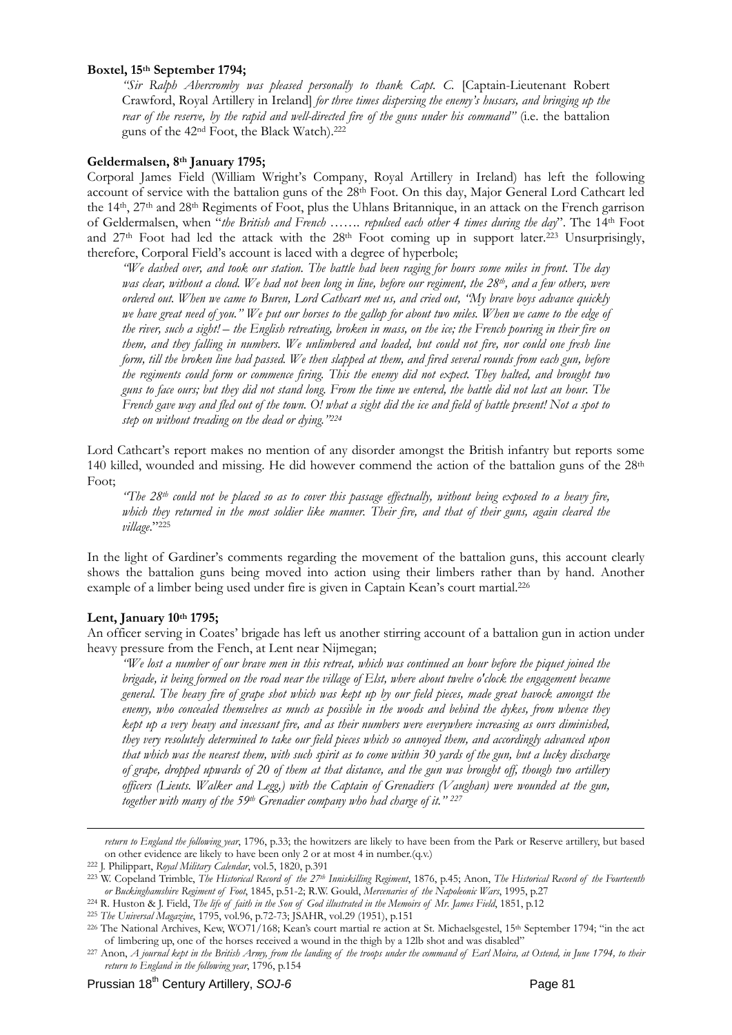**Boxtel, 15th September 1794;**

*"Sir Ralph Abercromby was pleased personally to thank Capt. C.* [Captain-Lieutenant Robert Crawford, Royal Artillery in Ireland] *for three times dispersing the enemy's hussars, and bringing up the rear of the reserve, by the rapid and well-directed fire of the guns under his command"* (i.e. the battalion guns of the 42nd Foot, the Black Watch).[222]

**Geldermalsen, 8th January 1795;**

Corporal James Field (William Wright's Company, Royal Artillery in Ireland) has left the following account of service with the battalion guns of the 28th Foot. On this day, Major General Lord Cathcart led the 14th, 27th and 28th Regiments of Foot, plus the Uhlans Britannique, in an attack on the French garrison of Geldermalsen, when "*the British and French ……. repulsed each other 4 times during the day*". The 14th Foot and 27th Foot had led the attack with the 28th Foot coming up in support later.[223] Unsurprisingly, therefore, Corporal Field's account is laced with a degree of hyperbole;

*"We dashed over, and took our station. The battle had been raging for hours some miles in front. The day was clear, without a cloud. We had not been long in line, before our regiment, the 28th, and a few others, were ordered out. When we came to Buren, Lord Cathcart met us, and cried out, "My brave boys advance quickly we have great need of you." We put our horses to the gallop for about two miles. When we came to the edge of the river, such a sight! – the English retreating, broken in mass, on the ice; the French pouring in their fire on them, and they falling in numbers. We unlimbered and loaded, but could not fire, nor could one fresh line form, till the broken line had passed. We then slapped at them, and fired several rounds from each gun, before the regiments could form or commence firing. This the enemy did not expect. They halted, and brought two guns to face ours; but they did not stand long. From the time we entered, the battle did not last an hour. The French gave way and fled out of the town. O! what a sight did the ice and field of battle present! Not a spot to step on without treading on the dead or dying."[224]*

Lord Cathcart's report makes no mention of any disorder amongst the British infantry but reports some 140 killed, wounded and missing. He did however commend the action of the battalion guns of the 28th Foot;

*"The 28th could not be placed so as to cover this passage effectually, without being exposed to a heavy fire, which they returned in the most soldier like manner. Their fire, and that of their guns, again cleared the village*."[225]

In the light of Gardiner's comments regarding the movement of the battalion guns, this account clearly shows the battalion guns being moved into action using their limbers rather than by hand. Another example of a limber being used under fire is given in Captain Kean's court martial.[226]

**Lent, January 10th 1795;**

An officer serving in Coates' brigade has left us another stirring account of a battalion gun in action under heavy pressure from the Fench, at Lent near Nijmegan;

*"We lost a number of our brave men in this retreat, which was continued an hour before the piquet joined the brigade, it being formed on the road near the village of Elst, where about twelve o'clock the engagement became general. The heavy fire of grape shot which was kept up by our field pieces, made great havock amongst the enemy, who concealed themselves as much as possible in the woods and behind the dykes, from whence they kept up a very heavy and incessant fire, and as their numbers were everywhere increasing as ours diminished, they very resolutely determined to take our field pieces which so annoyed them, and accordingly advanced upon that which was the nearest them, with such spirit as to come within 30 yards of the gun, but a lucky discharge of grape, dropped upwards of 20 of them at that distance, and the gun was brought off, though two artillery officers (Lieuts. Walker and Legg,) with the Captain of Grenadiers (Vaughan) were wounded at the gun, together with many of the 59th Grenadier company who had charge of it."* [227]

---

*return to England the following year*, 1796, p.33; the howitzers are likely to have been from the Park or Reserve artillery, but based on other evidence are likely to have been only 2 or at most 4 in number.(q.v.)

[222] J. Philippart, *Royal Military Calendar*, vol.5, 1820, p.391

[223] W. Copeland Trimble, *The Historical Record of the 27th Inniskilling Regiment*, 1876, p.45; Anon, *The Historical Record of the Fourteenth or Buckinghamshire Regiment of Foot*, 1845, p.51-2; R.W. Gould, *Mercenaries of the Napoleonic Wars*, 1995, p.27

[224] R. Huston & J. Field, *The life of faith in the Son of God illustrated in the Memoirs of Mr. James Field*, 1851, p.12

[225] *The Universal Magazine*, 1795, vol.96, p.72-73; JSAHR, vol.29 (1951), p.151

[226] The National Archives, Kew, WO71/168; Kean's court martial re action at St. Michaelsgestel, 15th September 1794; "in the act of limbering up, one of the horses received a wound in the thigh by a 12lb shot and was disabled"

[227] Anon, *A journal kept in the British Army, from the landing of the troops under the command of Earl Moira, at Ostend, in June 1794, to their return to England in the following year*, 1796, p.154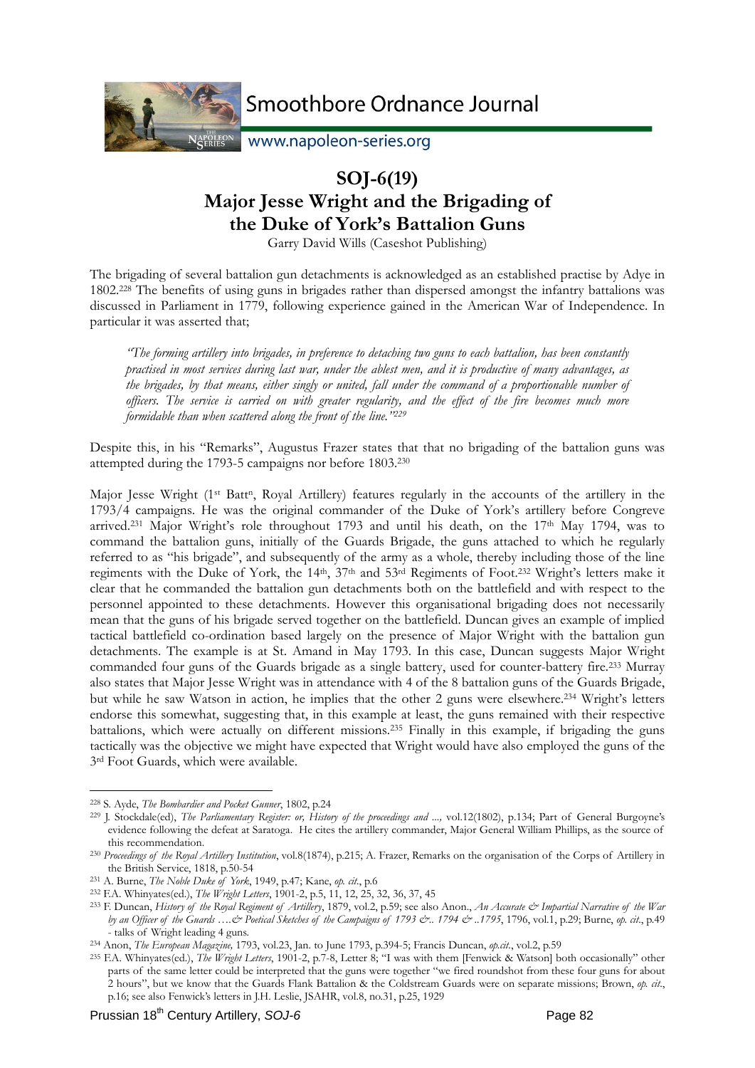# SOJ-6(19)
# Major Jesse Wright and the Brigading of the Duke of York's Battalion Guns

Garry David Wills (Caseshot Publishing)

The brigading of several battalion gun detachments is acknowledged as an established practise by Adye in 1802.[228] The benefits of using guns in brigades rather than dispersed amongst the infantry battalions was discussed in Parliament in 1779, following experience gained in the American War of Independence. In particular it was asserted that;

> *"The forming artillery into brigades, in preference to detaching two guns to each battalion, has been constantly practised in most services during last war, under the ablest men, and it is productive of many advantages, as the brigades, by that means, either singly or united, fall under the command of a proportionable number of officers. The service is carried on with greater regularity, and the effect of the fire becomes much more formidable than when scattered along the front of the line."*[229]

Despite this, in his "Remarks", Augustus Frazer states that that no brigading of the battalion guns was attempted during the 1793-5 campaigns nor before 1803.[230]

Major Jesse Wright (1st Battn, Royal Artillery) features regularly in the accounts of the artillery in the 1793/4 campaigns. He was the original commander of the Duke of York's artillery before Congreve arrived.[231] Major Wright's role throughout 1793 and until his death, on the 17th May 1794, was to command the battalion guns, initially of the Guards Brigade, the guns attached to which he regularly referred to as "his brigade", and subsequently of the army as a whole, thereby including those of the line regiments with the Duke of York, the 14th, 37th and 53rd Regiments of Foot.[232] Wright's letters make it clear that he commanded the battalion gun detachments both on the battlefield and with respect to the personnel appointed to these detachments. However this organisational brigading does not necessarily mean that the guns of his brigade served together on the battlefield. Duncan gives an example of implied tactical battlefield co-ordination based largely on the presence of Major Wright with the battalion gun detachments. The example is at St. Amand in May 1793. In this case, Duncan suggests Major Wright commanded four guns of the Guards brigade as a single battery, used for counter-battery fire.[233] Murray also states that Major Jesse Wright was in attendance with 4 of the 8 battalion guns of the Guards Brigade, but while he saw Watson in action, he implies that the other 2 guns were elsewhere.[234] Wright's letters endorse this somewhat, suggesting that, in this example at least, the guns remained with their respective battalions, which were actually on different missions.[235] Finally in this example, if brigading the guns tactically was the objective we might have expected that Wright would have also employed the guns of the 3rd Foot Guards, which were available.

---

[228] S. Ayde, *The Bombardier and Pocket Gunner*, 1802, p.24

[229] J. Stockdale(ed), *The Parliamentary Register: or, History of the proceedings and ...*, vol.12(1802), p.134; Part of General Burgoyne's evidence following the defeat at Saratoga. He cites the artillery commander, Major General William Phillips, as the source of this recommendation.

[230] *Proceedings of the Royal Artillery Institution*, vol.8(1874), p.215; A. Frazer, Remarks on the organisation of the Corps of Artillery in the British Service, 1818, p.50-54

[231] A. Burne, *The Noble Duke of York*, 1949, p.47; Kane, *op. cit.*, p.6

[232] F.A. Whinyates(ed.), *The Wright Letters*, 1901-2, p.5, 11, 12, 25, 32, 36, 37, 45

[233] F. Duncan, *History of the Royal Regiment of Artillery*, 1879, vol.2, p.59; see also Anon., *An Accurate & Impartial Narrative of the War by an Officer of the Guards ….& Poetical Sketches of the Campaigns of 1793 &.. 1794 & ..1795*, 1796, vol.1, p.29; Burne, *op. cit.*, p.49 - talks of Wright leading 4 guns.

[234] Anon, *The European Magazine*, 1793, vol.23, Jan. to June 1793, p.394-5; Francis Duncan, *op.cit.*, vol.2, p.59

[235] F.A. Whinyates(ed.), *The Wright Letters*, 1901-2, p.7-8, Letter 8; "I was with them [Fenwick & Watson] both occasionally" other parts of the same letter could be interpreted that the guns were together "we fired roundshot from these four guns for about 2 hours", but we know that the Guards Flank Battalion & the Coldstream Guards were on separate missions; Brown, *op. cit.*, p.16; see also Fenwick's letters in J.H. Leslie, JSAHR, vol.8, no.31, p.25, 1929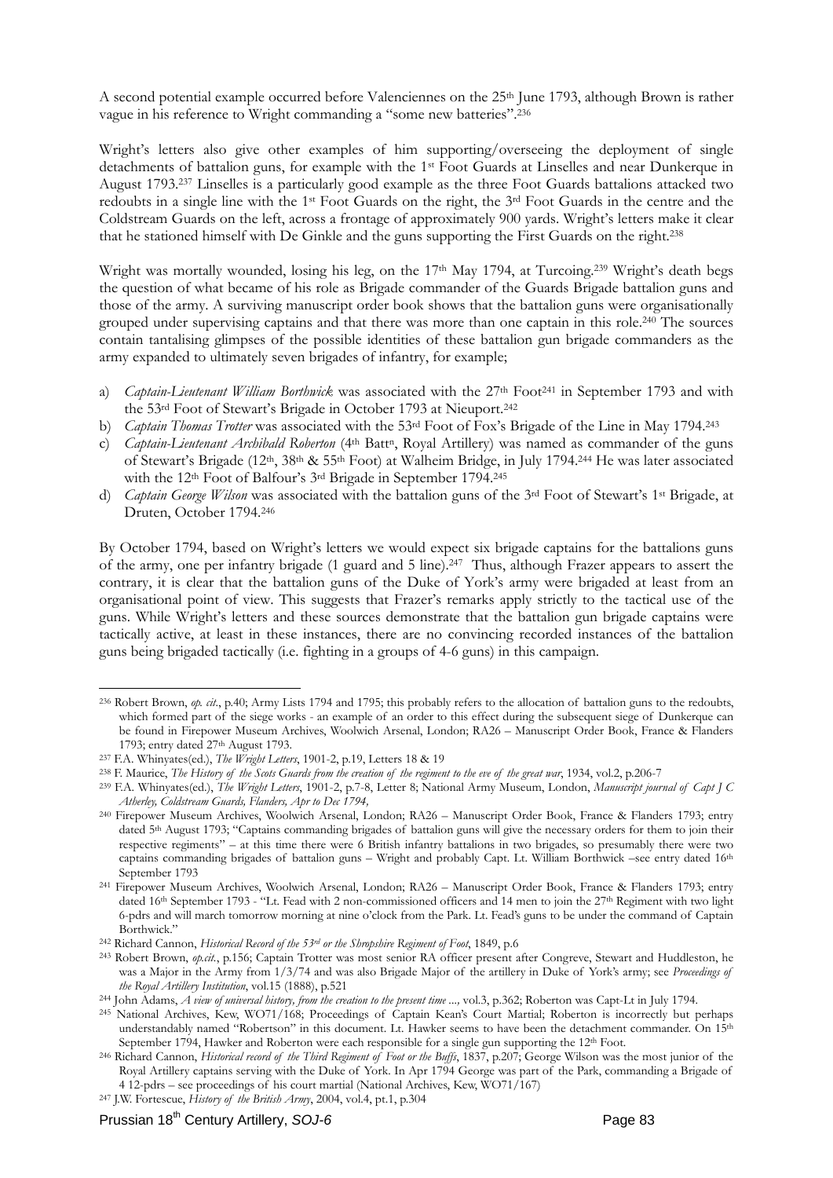A second potential example occurred before Valenciennes on the 25th June 1793, although Brown is rather vague in his reference to Wright commanding a "some new batteries".[236]

Wright's letters also give other examples of him supporting/overseeing the deployment of single detachments of battalion guns, for example with the 1st Foot Guards at Linselles and near Dunkerque in August 1793.[237] Linselles is a particularly good example as the three Foot Guards battalions attacked two redoubts in a single line with the 1st Foot Guards on the right, the 3rd Foot Guards in the centre and the Coldstream Guards on the left, across a frontage of approximately 900 yards. Wright's letters make it clear that he stationed himself with De Ginkle and the guns supporting the First Guards on the right.[238]

Wright was mortally wounded, losing his leg, on the 17th May 1794, at Turcoing.[239] Wright's death begs the question of what became of his role as Brigade commander of the Guards Brigade battalion guns and those of the army. A surviving manuscript order book shows that the battalion guns were organisationally grouped under supervising captains and that there was more than one captain in this role.[240] The sources contain tantalising glimpses of the possible identities of these battalion gun brigade commanders as the army expanded to ultimately seven brigades of infantry, for example;

a) *Captain-Lieutenant William Borthwick* was associated with the 27th Foot[241] in September 1793 and with the 53rd Foot of Stewart's Brigade in October 1793 at Nieuport.[242]
b) *Captain Thomas Trotter* was associated with the 53rd Foot of Fox's Brigade of the Line in May 1794.[243]
c) *Captain-Lieutenant Archibald Roberton* (4th Battn, Royal Artillery) was named as commander of the guns of Stewart's Brigade (12th, 38th & 55th Foot) at Walheim Bridge, in July 1794.[244] He was later associated with the 12th Foot of Balfour's 3rd Brigade in September 1794.[245]
d) *Captain George Wilson* was associated with the battalion guns of the 3rd Foot of Stewart's 1st Brigade, at Druten, October 1794.[246]

By October 1794, based on Wright's letters we would expect six brigade captains for the battalions guns of the army, one per infantry brigade (1 guard and 5 line).[247] Thus, although Frazer appears to assert the contrary, it is clear that the battalion guns of the Duke of York's army were brigaded at least from an organisational point of view. This suggests that Frazer's remarks apply strictly to the tactical use of the guns. While Wright's letters and these sources demonstrate that the battalion gun brigade captains were tactically active, at least in these instances, there are no convincing recorded instances of the battalion guns being brigaded tactically (i.e. fighting in a groups of 4-6 guns) in this campaign.

---

[236] Robert Brown, *op. cit.*, p.40; Army Lists 1794 and 1795; this probably refers to the allocation of battalion guns to the redoubts, which formed part of the siege works - an example of an order to this effect during the subsequent siege of Dunkerque can be found in Firepower Museum Archives, Woolwich Arsenal, London; RA26 – Manuscript Order Book, France & Flanders 1793; entry dated 27th August 1793.

[237] F.A. Whinyates(ed.), *The Wright Letters*, 1901-2, p.19, Letters 18 & 19

[238] F. Maurice, *The History of the Scots Guards from the creation of the regiment to the eve of the great war*, 1934, vol.2, p.206-7

[239] F.A. Whinyates(ed.), *The Wright Letters*, 1901-2, p.7-8, Letter 8; National Army Museum, London, *Manuscript journal of Capt J C Atherley, Coldstream Guards, Flanders, Apr to Dec 1794,*

[240] Firepower Museum Archives, Woolwich Arsenal, London; RA26 – Manuscript Order Book, France & Flanders 1793; entry dated 5th August 1793; "Captains commanding brigades of battalion guns will give the necessary orders for them to join their respective regiments" – at this time there were 6 British infantry battalions in two brigades, so presumably there were two captains commanding brigades of battalion guns – Wright and probably Capt. Lt. William Borthwick –see entry dated 16th September 1793

[241] Firepower Museum Archives, Woolwich Arsenal, London; RA26 – Manuscript Order Book, France & Flanders 1793; entry dated 16th September 1793 - "Lt. Fead with 2 non-commissioned officers and 14 men to join the 27th Regiment with two light 6-pdrs and will march tomorrow morning at nine o'clock from the Park. Lt. Fead's guns to be under the command of Captain Borthwick."

[242] Richard Cannon, *Historical Record of the 53rd or the Shropshire Regiment of Foot*, 1849, p.6

[243] Robert Brown, *op.cit.*, p.156; Captain Trotter was most senior RA officer present after Congreve, Stewart and Huddleston, he was a Major in the Army from 1/3/74 and was also Brigade Major of the artillery in Duke of York's army; see *Proceedings of the Royal Artillery Institution*, vol.15 (1888), p.521

[244] John Adams, *A view of universal history, from the creation to the present time ...*, vol.3, p.362; Roberton was Capt-Lt in July 1794.

[245] National Archives, Kew, WO71/168; Proceedings of Captain Kean's Court Martial; Roberton is incorrectly but perhaps understandably named "Robertson" in this document. Lt. Hawker seems to have been the detachment commander. On 15th September 1794, Hawker and Roberton were each responsible for a single gun supporting the 12th Foot.

[246] Richard Cannon, *Historical record of the Third Regiment of Foot or the Buffs*, 1837, p.207; George Wilson was the most junior of the Royal Artillery captains serving with the Duke of York. In Apr 1794 George was part of the Park, commanding a Brigade of 4 12-pdrs – see proceedings of his court martial (National Archives, Kew, WO71/167)

[247] J.W. Fortescue, *History of the British Army*, 2004, vol.4, pt.1, p.304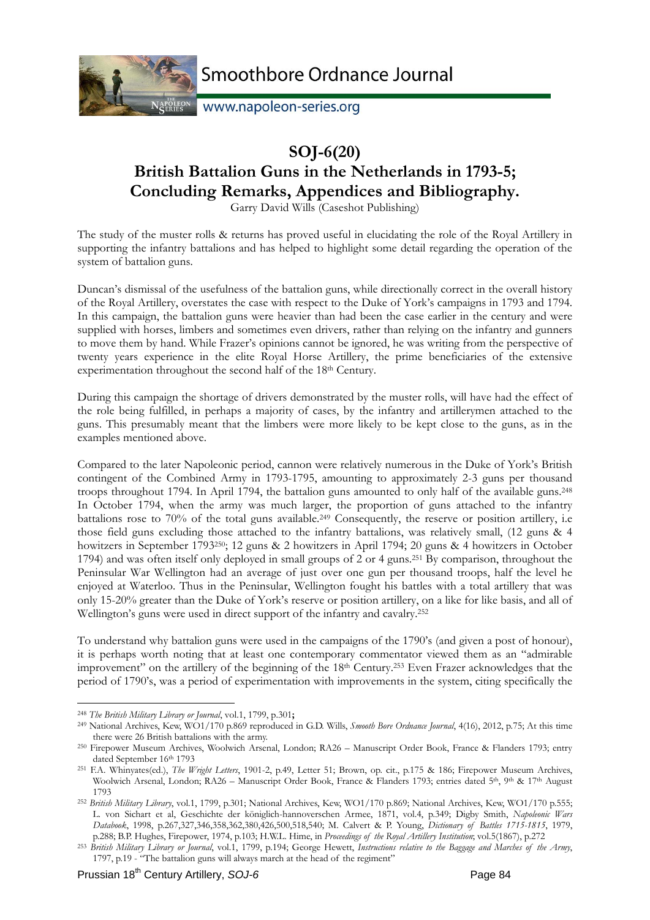# SOJ-6(20)
# British Battalion Guns in the Netherlands in 1793-5; Concluding Remarks, Appendices and Bibliography.

Garry David Wills (Caseshot Publishing)

The study of the muster rolls & returns has proved useful in elucidating the role of the Royal Artillery in supporting the infantry battalions and has helped to highlight some detail regarding the operation of the system of battalion guns.

Duncan's dismissal of the usefulness of the battalion guns, while directionally correct in the overall history of the Royal Artillery, overstates the case with respect to the Duke of York's campaigns in 1793 and 1794. In this campaign, the battalion guns were heavier than had been the case earlier in the century and were supplied with horses, limbers and sometimes even drivers, rather than relying on the infantry and gunners to move them by hand. While Frazer's opinions cannot be ignored, he was writing from the perspective of twenty years experience in the elite Royal Horse Artillery, the prime beneficiaries of the extensive experimentation throughout the second half of the 18th Century.

During this campaign the shortage of drivers demonstrated by the muster rolls, will have had the effect of the role being fulfilled, in perhaps a majority of cases, by the infantry and artillerymen attached to the guns. This presumably meant that the limbers were more likely to be kept close to the guns, as in the examples mentioned above.

Compared to the later Napoleonic period, cannon were relatively numerous in the Duke of York's British contingent of the Combined Army in 1793-1795, amounting to approximately 2-3 guns per thousand troops throughout 1794. In April 1794, the battalion guns amounted to only half of the available guns.[248] In October 1794, when the army was much larger, the proportion of guns attached to the infantry battalions rose to 70% of the total guns available.[249] Consequently, the reserve or position artillery, i.e those field guns excluding those attached to the infantry battalions, was relatively small, (12 guns & 4 howitzers in September 1793[250]; 12 guns & 2 howitzers in April 1794; 20 guns & 4 howitzers in October 1794) and was often itself only deployed in small groups of 2 or 4 guns.[251] By comparison, throughout the Peninsular War Wellington had an average of just over one gun per thousand troops, half the level he enjoyed at Waterloo. Thus in the Peninsular, Wellington fought his battles with a total artillery that was only 15-20% greater than the Duke of York's reserve or position artillery, on a like for like basis, and all of Wellington's guns were used in direct support of the infantry and cavalry.[252]

To understand why battalion guns were used in the campaigns of the 1790's (and given a post of honour), it is perhaps worth noting that at least one contemporary commentator viewed them as an "admirable improvement" on the artillery of the beginning of the 18th Century.[253] Even Frazer acknowledges that the period of 1790's, was a period of experimentation with improvements in the system, citing specifically the

---

[248] *The British Military Library or Journal*, vol.1, 1799, p.301**;**

[249] National Archives, Kew, WO1/170 p.869 reproduced in G.D. Wills, *Smooth Bore Ordnance Journal*, 4(16), 2012, p.75; At this time there were 26 British battalions with the army.

[250] Firepower Museum Archives, Woolwich Arsenal, London; RA26 – Manuscript Order Book, France & Flanders 1793; entry dated September 16th 1793

[251] F.A. Whinyates(ed.), *The Wright Letters*, 1901-2, p.49, Letter 51; Brown, op. cit., p.175 & 186; Firepower Museum Archives, Woolwich Arsenal, London; RA26 – Manuscript Order Book, France & Flanders 1793; entries dated 5th, 9th & 17th August 1793

[252] *British Military Library*, vol.1, 1799, p.301; National Archives, Kew, WO1/170 p.869; National Archives, Kew, WO1/170 p.555; L. von Sichart et al, Geschichte der königlich-hannoverschen Armee, 1871, vol.4, p.349; Digby Smith, *Napoleonic Wars Databook*, 1998, p.267,327,346,358,362,380,426,500,518,540; M. Calvert & P. Young, *Dictionary of Battles 1715-1815*, 1979, p.288; B.P. Hughes, Firepower, 1974, p.103; H.W.L. Hime, in *Proceedings of the Royal Artillery Institution*; vol.5(1867), p.272

[253] *British Military Library or Journal*, vol.1, 1799, p.194; George Hewett, *Instructions relative to the Baggage and Marches of the Army*, 1797, p.19 - "The battalion guns will always march at the head of the regiment"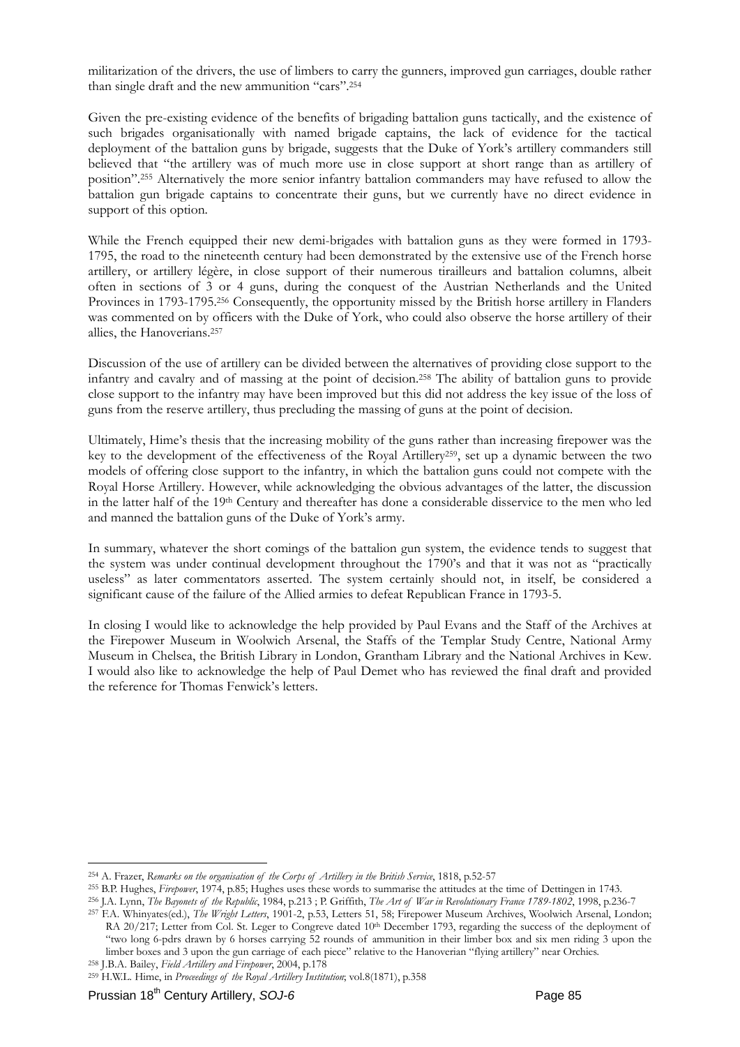militarization of the drivers, the use of limbers to carry the gunners, improved gun carriages, double rather than single draft and the new ammunition "cars".[254]

Given the pre-existing evidence of the benefits of brigading battalion guns tactically, and the existence of such brigades organisationally with named brigade captains, the lack of evidence for the tactical deployment of the battalion guns by brigade, suggests that the Duke of York's artillery commanders still believed that "the artillery was of much more use in close support at short range than as artillery of position".[255] Alternatively the more senior infantry battalion commanders may have refused to allow the battalion gun brigade captains to concentrate their guns, but we currently have no direct evidence in support of this option.

While the French equipped their new demi-brigades with battalion guns as they were formed in 1793-1795, the road to the nineteenth century had been demonstrated by the extensive use of the French horse artillery, or artillery légère, in close support of their numerous tirailleurs and battalion columns, albeit often in sections of 3 or 4 guns, during the conquest of the Austrian Netherlands and the United Provinces in 1793-1795.[256] Consequently, the opportunity missed by the British horse artillery in Flanders was commented on by officers with the Duke of York, who could also observe the horse artillery of their allies, the Hanoverians.[257]

Discussion of the use of artillery can be divided between the alternatives of providing close support to the infantry and cavalry and of massing at the point of decision.[258] The ability of battalion guns to provide close support to the infantry may have been improved but this did not address the key issue of the loss of guns from the reserve artillery, thus precluding the massing of guns at the point of decision.

Ultimately, Hime's thesis that the increasing mobility of the guns rather than increasing firepower was the key to the development of the effectiveness of the Royal Artillery[259], set up a dynamic between the two models of offering close support to the infantry, in which the battalion guns could not compete with the Royal Horse Artillery. However, while acknowledging the obvious advantages of the latter, the discussion in the latter half of the 19th Century and thereafter has done a considerable disservice to the men who led and manned the battalion guns of the Duke of York's army.

In summary, whatever the short comings of the battalion gun system, the evidence tends to suggest that the system was under continual development throughout the 1790's and that it was not as "practically useless" as later commentators asserted. The system certainly should not, in itself, be considered a significant cause of the failure of the Allied armies to defeat Republican France in 1793-5.

In closing I would like to acknowledge the help provided by Paul Evans and the Staff of the Archives at the Firepower Museum in Woolwich Arsenal, the Staffs of the Templar Study Centre, National Army Museum in Chelsea, the British Library in London, Grantham Library and the National Archives in Kew. I would also like to acknowledge the help of Paul Demet who has reviewed the final draft and provided the reference for Thomas Fenwick's letters.

---

[254] A. Frazer, *Remarks on the organisation of the Corps of Artillery in the British Service*, 1818, p.52-57

[255] B.P. Hughes, *Firepower*, 1974, p.85; Hughes uses these words to summarise the attitudes at the time of Dettingen in 1743.

[256] J.A. Lynn, *The Bayonets of the Republic*, 1984, p.213 ; P. Griffith, *The Art of War in Revolutionary France 1789-1802*, 1998, p.236-7

[257] F.A. Whinyates(ed.), *The Wright Letters*, 1901-2, p.53, Letters 51, 58; Firepower Museum Archives, Woolwich Arsenal, London; RA 20/217; Letter from Col. St. Leger to Congreve dated 10th December 1793, regarding the success of the deployment of "two long 6-pdrs drawn by 6 horses carrying 52 rounds of ammunition in their limber box and six men riding 3 upon the limber boxes and 3 upon the gun carriage of each piece" relative to the Hanoverian "flying artillery" near Orchies.

[258] J.B.A. Bailey, *Field Artillery and Firepower*, 2004, p.178

[259] H.W.L. Hime, in *Proceedings of the Royal Artillery Institution*; vol.8(1871), p.358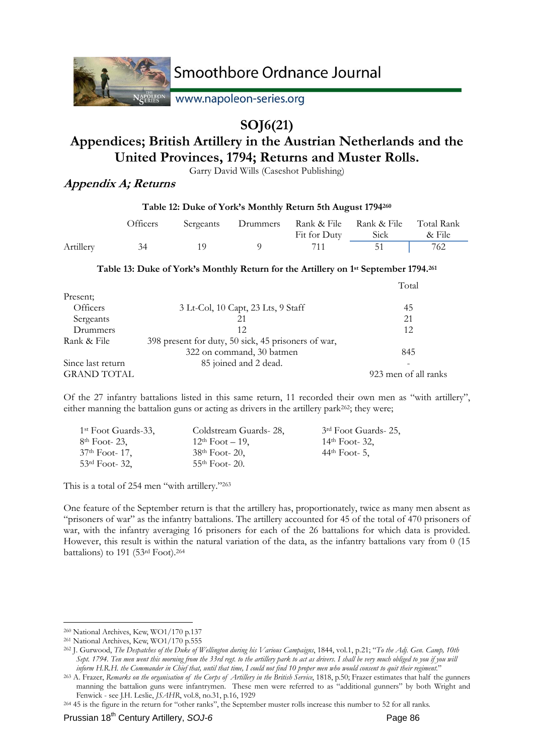# SOJ6(21)

# Appendices; British Artillery in the Austrian Netherlands and the United Provinces, 1794; Returns and Muster Rolls.

Garry David Wills (Caseshot Publishing)

## *Appendix A; Returns*

**Table 12: Duke of York's Monthly Return 5th August 1794**[260]

| | Officers | Sergeants | Drummers | Rank & File Fit for Duty | Rank & File Sick | Total Rank & File |
|---|---|---|---|---|---|---|
| Artillery | 34 | 19 | 9 | 711 | 51 | 762 |

**Table 13: Duke of York's Monthly Return for the Artillery on 1st September 1794.**[261]

| | | Total |
|---|---|---|
| Present; | | |
| Officers | 3 Lt-Col, 10 Capt, 23 Lts, 9 Staff | 45 |
| Sergeants | 21 | 21 |
| Drummers | 12 | 12 |
| Rank & File | 398 present for duty, 50 sick, 45 prisoners of war, 322 on command, 30 batmen | 845 |
| Since last return | 85 joined and 2 dead. | - |
| GRAND TOTAL | | 923 men of all ranks |

Of the 27 infantry battalions listed in this same return, 11 recorded their own men as "with artillery", either manning the battalion guns or acting as drivers in the artillery park[262]; they were;

1st Foot Guards-33, Coldstream Guards- 28, 3rd Foot Guards- 25,
8th Foot- 23, 12th Foot – 19, 14th Foot- 32,
37th Foot- 17, 38th Foot- 20, 44th Foot- 5,
53rd Foot- 32, 55th Foot- 20.

This is a total of 254 men "with artillery."[263]

One feature of the September return is that the artillery has, proportionately, twice as many men absent as "prisoners of war" as the infantry battalions. The artillery accounted for 45 of the total of 470 prisoners of war, with the infantry averaging 16 prisoners for each of the 26 battalions for which data is provided. However, this result is within the natural variation of the data, as the infantry battalions vary from 0 (15 battalions) to 191 (53rd Foot).[264]

---

[260] National Archives, Kew, WO1/170 p.137

[261] National Archives, Kew, WO1/170 p.555

[262] J. Gurwood, *The Despatches of the Duke of Wellington during his Various Campaigns*, 1844, vol.1, p.21; "*To the Adj. Gen. Camp, 10th Sept. 1794. Ten men went this morning from the 33rd regt. to the artillery park to act as drivers. I shall be very much obliged to you if you will inform H.R.H. the Commander in Chief that, until that time, I could not find 10 proper men who would consent to quit their regiment.*"

[263] A. Frazer, *Remarks on the organisation of the Corps of Artillery in the British Service*, 1818, p.50; Frazer estimates that half the gunners manning the battalion guns were infantrymen. These men were referred to as "additional gunners" by both Wright and Fenwick - see J.H. Leslie, *JSAHR*, vol.8, no.31, p.16, 1929

[264] 45 is the figure in the return for "other ranks", the September muster rolls increase this number to 52 for all ranks.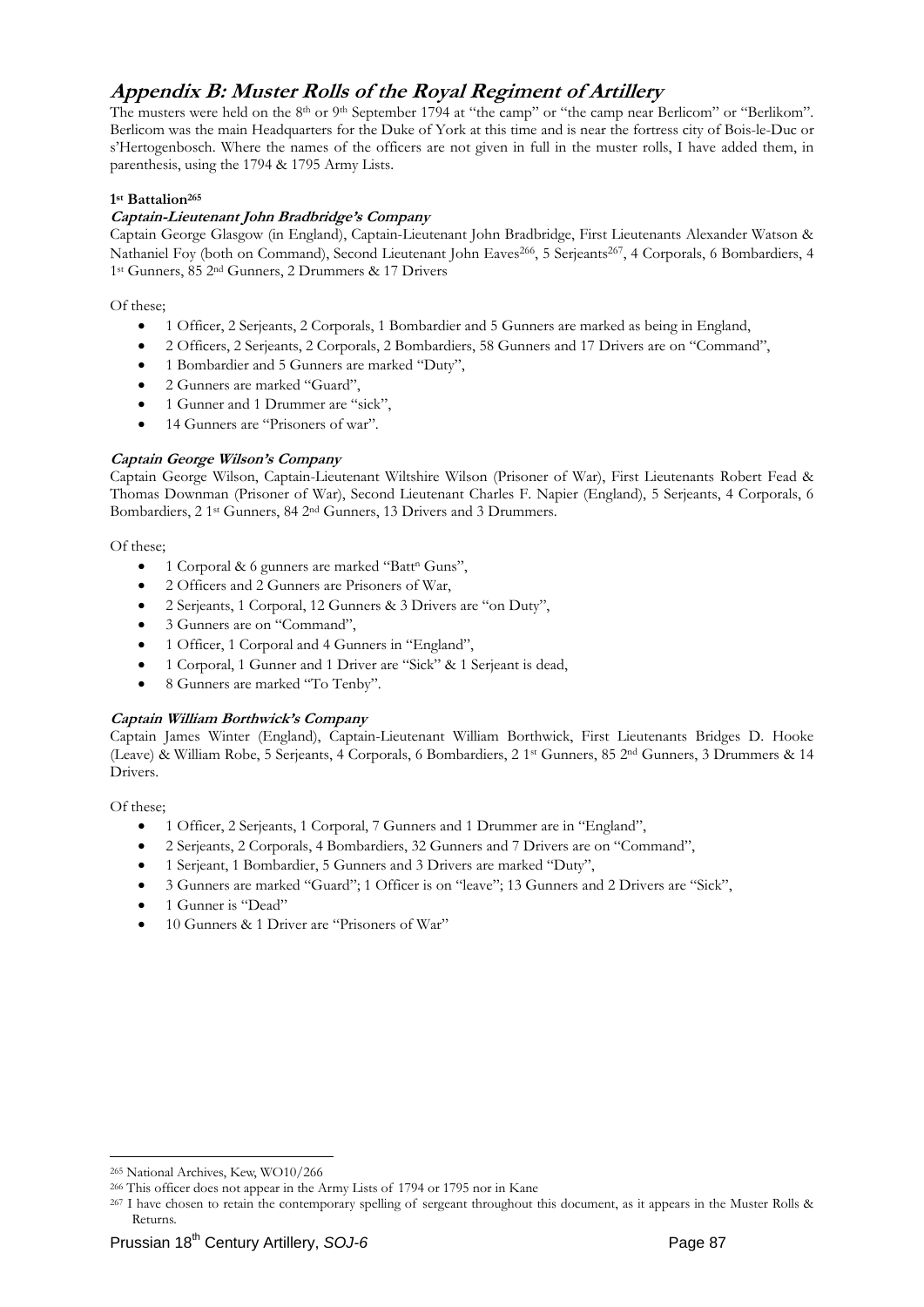# *Appendix B: Muster Rolls of the Royal Regiment of Artillery*

The musters were held on the 8th or 9th September 1794 at "the camp" or "the camp near Berlicom" or "Berlikom". Berlicom was the main Headquarters for the Duke of York at this time and is near the fortress city of Bois-le-Duc or s'Hertogenbosch. Where the names of the officers are not given in full in the muster rolls, I have added them, in parenthesis, using the 1794 & 1795 Army Lists.

**1st Battalion[265]**

***Captain-Lieutenant John Bradbridge's Company***

Captain George Glasgow (in England), Captain-Lieutenant John Bradbridge, First Lieutenants Alexander Watson & Nathaniel Foy (both on Command), Second Lieutenant John Eaves[266], 5 Serjeants[267], 4 Corporals, 6 Bombardiers, 4 1st Gunners, 85 2nd Gunners, 2 Drummers & 17 Drivers

Of these;

- 1 Officer, 2 Serjeants, 2 Corporals, 1 Bombardier and 5 Gunners are marked as being in England,
- 2 Officers, 2 Serjeants, 2 Corporals, 2 Bombardiers, 58 Gunners and 17 Drivers are on "Command",
- 1 Bombardier and 5 Gunners are marked "Duty",
- 2 Gunners are marked "Guard",
- 1 Gunner and 1 Drummer are "sick",
- 14 Gunners are "Prisoners of war".

***Captain George Wilson's Company***

Captain George Wilson, Captain-Lieutenant Wiltshire Wilson (Prisoner of War), First Lieutenants Robert Fead & Thomas Downman (Prisoner of War), Second Lieutenant Charles F. Napier (England), 5 Serjeants, 4 Corporals, 6 Bombardiers, 2 1st Gunners, 84 2nd Gunners, 13 Drivers and 3 Drummers.

Of these;

- 1 Corporal & 6 gunners are marked "Battn Guns",
- 2 Officers and 2 Gunners are Prisoners of War,
- 2 Serjeants, 1 Corporal, 12 Gunners & 3 Drivers are "on Duty",
- 3 Gunners are on "Command",
- 1 Officer, 1 Corporal and 4 Gunners in "England",
- 1 Corporal, 1 Gunner and 1 Driver are "Sick" & 1 Serjeant is dead,
- 8 Gunners are marked "To Tenby".

***Captain William Borthwick's Company***

Captain James Winter (England), Captain-Lieutenant William Borthwick, First Lieutenants Bridges D. Hooke (Leave) & William Robe, 5 Serjeants, 4 Corporals, 6 Bombardiers, 2 1st Gunners, 85 2nd Gunners, 3 Drummers & 14 Drivers.

Of these;

- 1 Officer, 2 Serjeants, 1 Corporal, 7 Gunners and 1 Drummer are in "England",
- 2 Serjeants, 2 Corporals, 4 Bombardiers, 32 Gunners and 7 Drivers are on "Command",
- 1 Serjeant, 1 Bombardier, 5 Gunners and 3 Drivers are marked "Duty",
- 3 Gunners are marked "Guard"; 1 Officer is on "leave"; 13 Gunners and 2 Drivers are "Sick",
- 1 Gunner is "Dead"
- 10 Gunners & 1 Driver are "Prisoners of War"

---

[265] National Archives, Kew, WO10/266

[266] This officer does not appear in the Army Lists of 1794 or 1795 nor in Kane

[267] I have chosen to retain the contemporary spelling of sergeant throughout this document, as it appears in the Muster Rolls & Returns.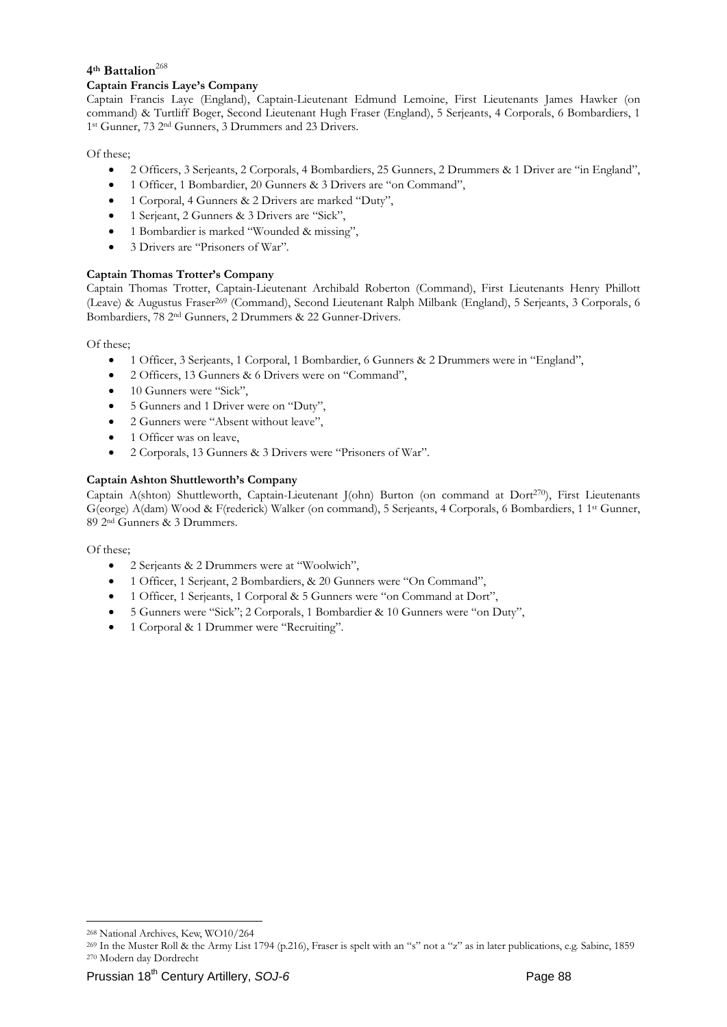### 4th Battalion[268]

**Captain Francis Laye's Company**

Captain Francis Laye (England), Captain-Lieutenant Edmund Lemoine, First Lieutenants James Hawker (on command) & Turtliff Boger, Second Lieutenant Hugh Fraser (England), 5 Serjeants, 4 Corporals, 6 Bombardiers, 1 1st Gunner, 73 2nd Gunners, 3 Drummers and 23 Drivers.

Of these;

- 2 Officers, 3 Serjeants, 2 Corporals, 4 Bombardiers, 25 Gunners, 2 Drummers & 1 Driver are "in England",
- 1 Officer, 1 Bombardier, 20 Gunners & 3 Drivers are "on Command",
- 1 Corporal, 4 Gunners & 2 Drivers are marked "Duty",
- 1 Serjeant, 2 Gunners & 3 Drivers are "Sick",
- 1 Bombardier is marked "Wounded & missing",
- 3 Drivers are "Prisoners of War".

**Captain Thomas Trotter's Company**

Captain Thomas Trotter, Captain-Lieutenant Archibald Roberton (Command), First Lieutenants Henry Phillott (Leave) & Augustus Fraser[269] (Command), Second Lieutenant Ralph Milbank (England), 5 Serjeants, 3 Corporals, 6 Bombardiers, 78 2nd Gunners, 2 Drummers & 22 Gunner-Drivers.

Of these;

- 1 Officer, 3 Serjeants, 1 Corporal, 1 Bombardier, 6 Gunners & 2 Drummers were in "England",
- 2 Officers, 13 Gunners & 6 Drivers were on "Command",
- 10 Gunners were "Sick",
- 5 Gunners and 1 Driver were on "Duty",
- 2 Gunners were "Absent without leave",
- 1 Officer was on leave,
- 2 Corporals, 13 Gunners & 3 Drivers were "Prisoners of War".

**Captain Ashton Shuttleworth's Company**

Captain A(shton) Shuttleworth, Captain-Lieutenant J(ohn) Burton (on command at Dort[270]), First Lieutenants G(eorge) A(dam) Wood & F(rederick) Walker (on command), 5 Serjeants, 4 Corporals, 6 Bombardiers, 1 1st Gunner, 89 2nd Gunners & 3 Drummers.

Of these;

- 2 Serjeants & 2 Drummers were at "Woolwich",
- 1 Officer, 1 Serjeant, 2 Bombardiers, & 20 Gunners were "On Command",
- 1 Officer, 1 Serjeants, 1 Corporal & 5 Gunners were "on Command at Dort",
- 5 Gunners were "Sick"; 2 Corporals, 1 Bombardier & 10 Gunners were "on Duty",
- 1 Corporal & 1 Drummer were "Recruiting".

---

[268] National Archives, Kew, WO10/264

[269] In the Muster Roll & the Army List 1794 (p.216), Fraser is spelt with an "s" not a "z" as in later publications, e.g. Sabine, 1859

[270] Modern day Dordrecht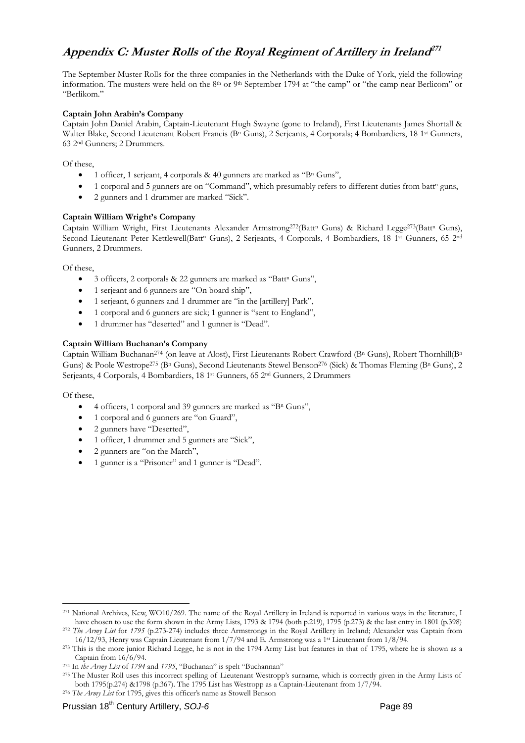# *Appendix C: Muster Rolls of the Royal Regiment of Artillery in Ireland*[271]

The September Muster Rolls for the three companies in the Netherlands with the Duke of York, yield the following information. The musters were held on the 8th or 9th September 1794 at "the camp" or "the camp near Berlicom" or "Berlikom."

**Captain John Arabin's Company**
Captain John Daniel Arabin, Captain-Lieutenant Hugh Swayne (gone to Ireland), First Lieutenants James Shortall & Walter Blake, Second Lieutenant Robert Francis (Bn Guns), 2 Serjeants, 4 Corporals; 4 Bombardiers, 18 1st Gunners, 63 2nd Gunners; 2 Drummers.

Of these,

- 1 officer, 1 serjeant, 4 corporals & 40 gunners are marked as "Bn Guns",
- 1 corporal and 5 gunners are on "Command", which presumably refers to different duties from battn guns,
- 2 gunners and 1 drummer are marked "Sick".

**Captain William Wright's Company**
Captain William Wright, First Lieutenants Alexander Armstrong[272](Battn Guns) & Richard Legge[273](Battn Guns), Second Lieutenant Peter Kettlewell(Battn Guns), 2 Serjeants, 4 Corporals, 4 Bombardiers, 18 1st Gunners, 65 2nd Gunners, 2 Drummers.

Of these,

- 3 officers, 2 corporals & 22 gunners are marked as "Battn Guns",
- 1 serjeant and 6 gunners are "On board ship",
- 1 serjeant, 6 gunners and 1 drummer are "in the [artillery] Park",
- 1 corporal and 6 gunners are sick; 1 gunner is "sent to England",
- 1 drummer has "deserted" and 1 gunner is "Dead".

**Captain William Buchanan's Company**
Captain William Buchanan[274] (on leave at Alost), First Lieutenants Robert Crawford (Bn Guns), Robert Thornhill(Bn Guns) & Poole Westrope[275] (Bn Guns), Second Lieutenants Stewel Benson[276] (Sick) & Thomas Fleming (Bn Guns), 2 Serjeants, 4 Corporals, 4 Bombardiers, 18 1st Gunners, 65 2nd Gunners, 2 Drummers

Of these,

- 4 officers, 1 corporal and 39 gunners are marked as "Bn Guns",
- 1 corporal and 6 gunners are "on Guard",
- 2 gunners have "Deserted",
- 1 officer, 1 drummer and 5 gunners are "Sick",
- 2 gunners are "on the March",
- 1 gunner is a "Prisoner" and 1 gunner is "Dead".

---

[271] National Archives, Kew, WO10/269. The name of the Royal Artillery in Ireland is reported in various ways in the literature, I have chosen to use the form shown in the Army Lists, 1793 & 1794 (both p.219), 1795 (p.273) & the last entry in 1801 (p.398)

[272] *The Army List* for *1795* (p.273-274) includes three Armstrongs in the Royal Artillery in Ireland; Alexander was Captain from 16/12/93, Henry was Captain Lieutenant from 1/7/94 and E. Armstrong was a 1st Lieutenant from 1/8/94.

[273] This is the more junior Richard Legge, he is not in the 1794 Army List but features in that of 1795, where he is shown as a Captain from 16/6/94.

[274] In *the Army List* of *1794* and *1795*, "Buchanan" is spelt "Buchannan"

[275] The Muster Roll uses this incorrect spelling of Lieutenant Westropp's surname, which is correctly given in the Army Lists of both 1795(p.274) &1798 (p.367). The 1795 List has Westropp as a Captain-Lieutenant from 1/7/94.

[276] *The Army List* for 1795, gives this officer's name as Stowell Benson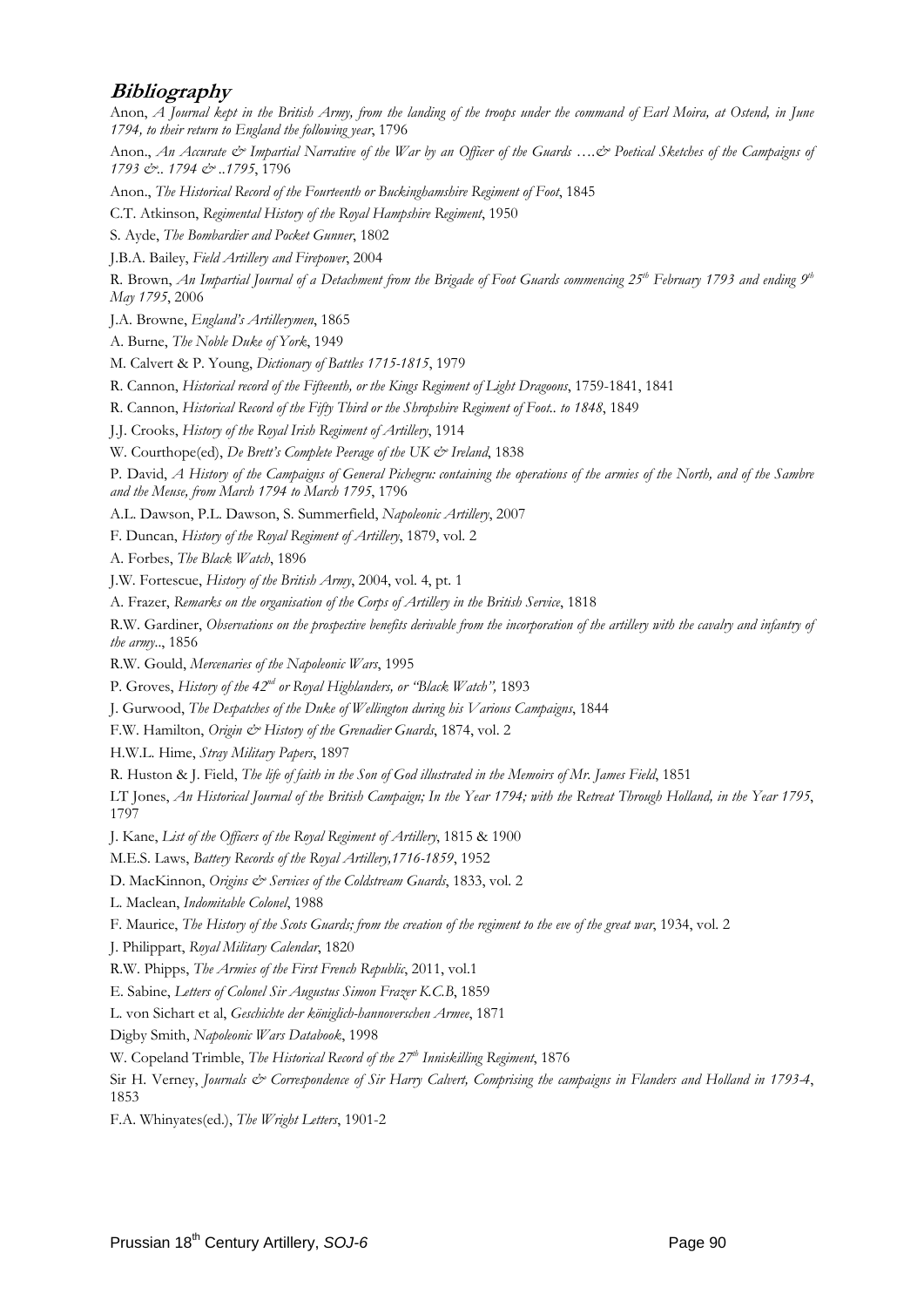## Bibliography

Anon, *A Journal kept in the British Army, from the landing of the troops under the command of Earl Moira, at Ostend, in June 1794, to their return to England the following year*, 1796

Anon., *An Accurate & Impartial Narrative of the War by an Officer of the Guards ….& Poetical Sketches of the Campaigns of 1793 &.. 1794 & ..1795*, 1796

Anon., *The Historical Record of the Fourteenth or Buckinghamshire Regiment of Foot*, 1845

C.T. Atkinson, *Regimental History of the Royal Hampshire Regiment*, 1950

S. Ayde, *The Bombardier and Pocket Gunner*, 1802

J.B.A. Bailey, *Field Artillery and Firepower*, 2004

R. Brown, *An Impartial Journal of a Detachment from the Brigade of Foot Guards commencing 25th February 1793 and ending 9th May 1795*, 2006

J.A. Browne, *England's Artillerymen*, 1865

A. Burne, *The Noble Duke of York*, 1949

M. Calvert & P. Young, *Dictionary of Battles 1715-1815*, 1979

R. Cannon, *Historical record of the Fifteenth, or the Kings Regiment of Light Dragoons*, 1759-1841, 1841

R. Cannon, *Historical Record of the Fifty Third or the Shropshire Regiment of Foot.. to 1848*, 1849

J.J. Crooks, *History of the Royal Irish Regiment of Artillery*, 1914

W. Courthope(ed), *De Brett's Complete Peerage of the UK & Ireland*, 1838

P. David, *A History of the Campaigns of General Pichegru: containing the operations of the armies of the North, and of the Sambre and the Meuse, from March 1794 to March 1795*, 1796

A.L. Dawson, P.L. Dawson, S. Summerfield, *Napoleonic Artillery*, 2007

F. Duncan, *History of the Royal Regiment of Artillery*, 1879, vol. 2

A. Forbes, *The Black Watch*, 1896

J.W. Fortescue, *History of the British Army*, 2004, vol. 4, pt. 1

A. Frazer, *Remarks on the organisation of the Corps of Artillery in the British Service*, 1818

R.W. Gardiner, *Observations on the prospective benefits derivable from the incorporation of the artillery with the cavalry and infantry of the army*.., 1856

R.W. Gould, *Mercenaries of the Napoleonic Wars*, 1995

P. Groves, *History of the 42nd or Royal Highlanders, or "Black Watch",* 1893

J. Gurwood, *The Despatches of the Duke of Wellington during his Various Campaigns*, 1844

F.W. Hamilton, *Origin & History of the Grenadier Guards*, 1874, vol. 2

H.W.L. Hime, *Stray Military Papers*, 1897

R. Huston & J. Field, *The life of faith in the Son of God illustrated in the Memoirs of Mr. James Field*, 1851

LT Jones, *An Historical Journal of the British Campaign; In the Year 1794; with the Retreat Through Holland, in the Year 1795*, 1797

J. Kane, *List of the Officers of the Royal Regiment of Artillery*, 1815 & 1900

M.E.S. Laws, *Battery Records of the Royal Artillery,1716-1859*, 1952

D. MacKinnon, *Origins & Services of the Coldstream Guards*, 1833, vol. 2

L. Maclean, *Indomitable Colonel*, 1988

F. Maurice, *The History of the Scots Guards; from the creation of the regiment to the eve of the great war*, 1934, vol. 2

J. Philippart, *Royal Military Calendar*, 1820

R.W. Phipps, *The Armies of the First French Republic*, 2011, vol.1

E. Sabine, *Letters of Colonel Sir Augustus Simon Frazer K.C.B*, 1859

L. von Sichart et al, *Geschichte der königlich-hannoverschen Armee*, 1871

Digby Smith, *Napoleonic Wars Databook*, 1998

W. Copeland Trimble, *The Historical Record of the 27th Inniskilling Regiment*, 1876

Sir H. Verney, *Journals & Correspondence of Sir Harry Calvert, Comprising the campaigns in Flanders and Holland in 1793-4*, 1853

F.A. Whinyates(ed.), *The Wright Letters*, 1901-2